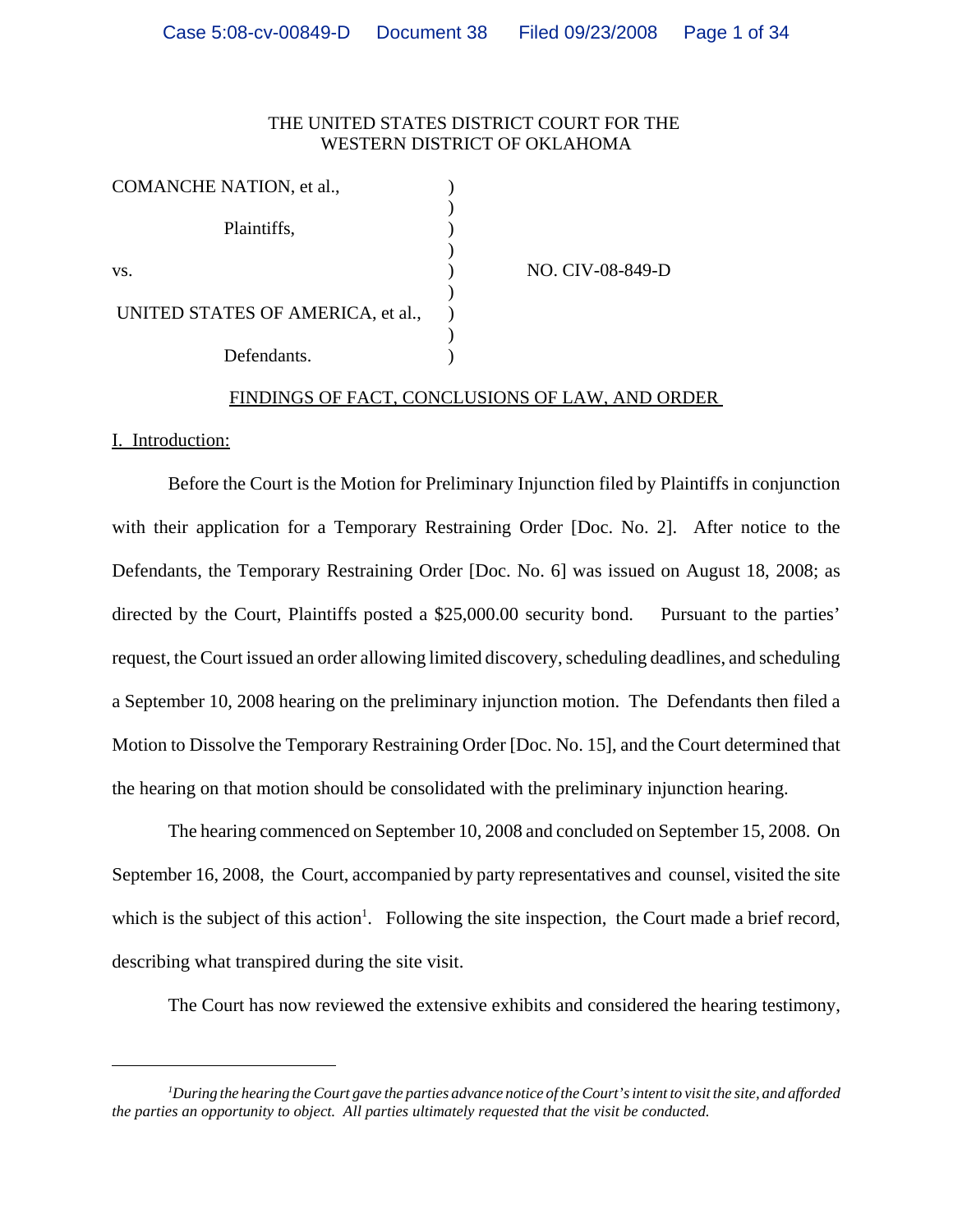THE UNITED STATES DISTRICT COURT FOR THE
WESTERN DISTRICT OF OKLAHOMA

COMANCHE NATION, et al.,

Plaintiffs,

vs. NO. CIV-08-849-D

UNITED STATES OF AMERICA, et al.,

Defendants.

## FINDINGS OF FACT, CONCLUSIONS OF LAW, AND ORDER

### I. Introduction:

Before the Court is the Motion for Preliminary Injunction filed by Plaintiffs in conjunction with their application for a Temporary Restraining Order [Doc. No. 2]. After notice to the Defendants, the Temporary Restraining Order [Doc. No. 6] was issued on August 18, 2008; as directed by the Court, Plaintiffs posted a $25,000.00 security bond. Pursuant to the parties' request, the Court issued an order allowing limited discovery, scheduling deadlines, and scheduling a September 10, 2008 hearing on the preliminary injunction motion. The Defendants then filed a Motion to Dissolve the Temporary Restraining Order [Doc. No. 15], and the Court determined that the hearing on that motion should be consolidated with the preliminary injunction hearing.

The hearing commenced on September 10, 2008 and concluded on September 15, 2008. On September 16, 2008, the Court, accompanied by party representatives and counsel, visited the site which is the subject of this action[1]. Following the site inspection, the Court made a brief record, describing what transpired during the site visit.

The Court has now reviewed the extensive exhibits and considered the hearing testimony,

---

[1] *During the hearing the Court gave the parties advance notice of the Court's intent to visit the site, and afforded the parties an opportunity to object. All parties ultimately requested that the visit be conducted.*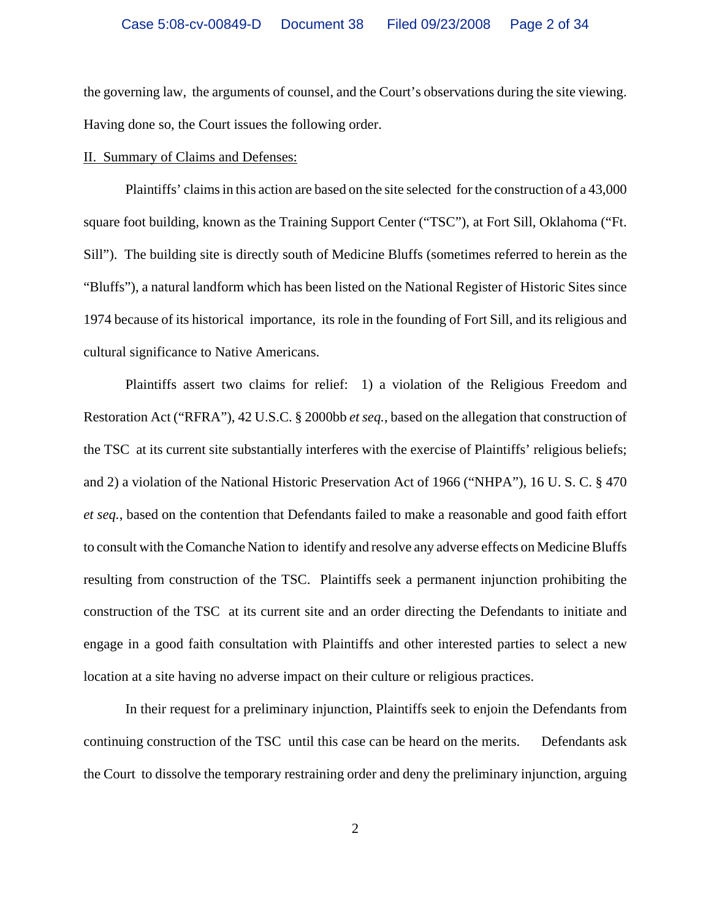the governing law, the arguments of counsel, and the Court's observations during the site viewing. Having done so, the Court issues the following order.

II. Summary of Claims and Defenses:

Plaintiffs' claims in this action are based on the site selected for the construction of a 43,000 square foot building, known as the Training Support Center ("TSC"), at Fort Sill, Oklahoma ("Ft. Sill"). The building site is directly south of Medicine Bluffs (sometimes referred to herein as the "Bluffs"), a natural landform which has been listed on the National Register of Historic Sites since 1974 because of its historical importance, its role in the founding of Fort Sill, and its religious and cultural significance to Native Americans.

Plaintiffs assert two claims for relief: 1) a violation of the Religious Freedom and Restoration Act ("RFRA"), 42 U.S.C. § 2000bb *et seq.*, based on the allegation that construction of the TSC at its current site substantially interferes with the exercise of Plaintiffs' religious beliefs; and 2) a violation of the National Historic Preservation Act of 1966 ("NHPA"), 16 U. S. C. § 470 *et seq.*, based on the contention that Defendants failed to make a reasonable and good faith effort to consult with the Comanche Nation to identify and resolve any adverse effects on Medicine Bluffs resulting from construction of the TSC. Plaintiffs seek a permanent injunction prohibiting the construction of the TSC at its current site and an order directing the Defendants to initiate and engage in a good faith consultation with Plaintiffs and other interested parties to select a new location at a site having no adverse impact on their culture or religious practices.

In their request for a preliminary injunction, Plaintiffs seek to enjoin the Defendants from continuing construction of the TSC until this case can be heard on the merits. Defendants ask the Court to dissolve the temporary restraining order and deny the preliminary injunction, arguing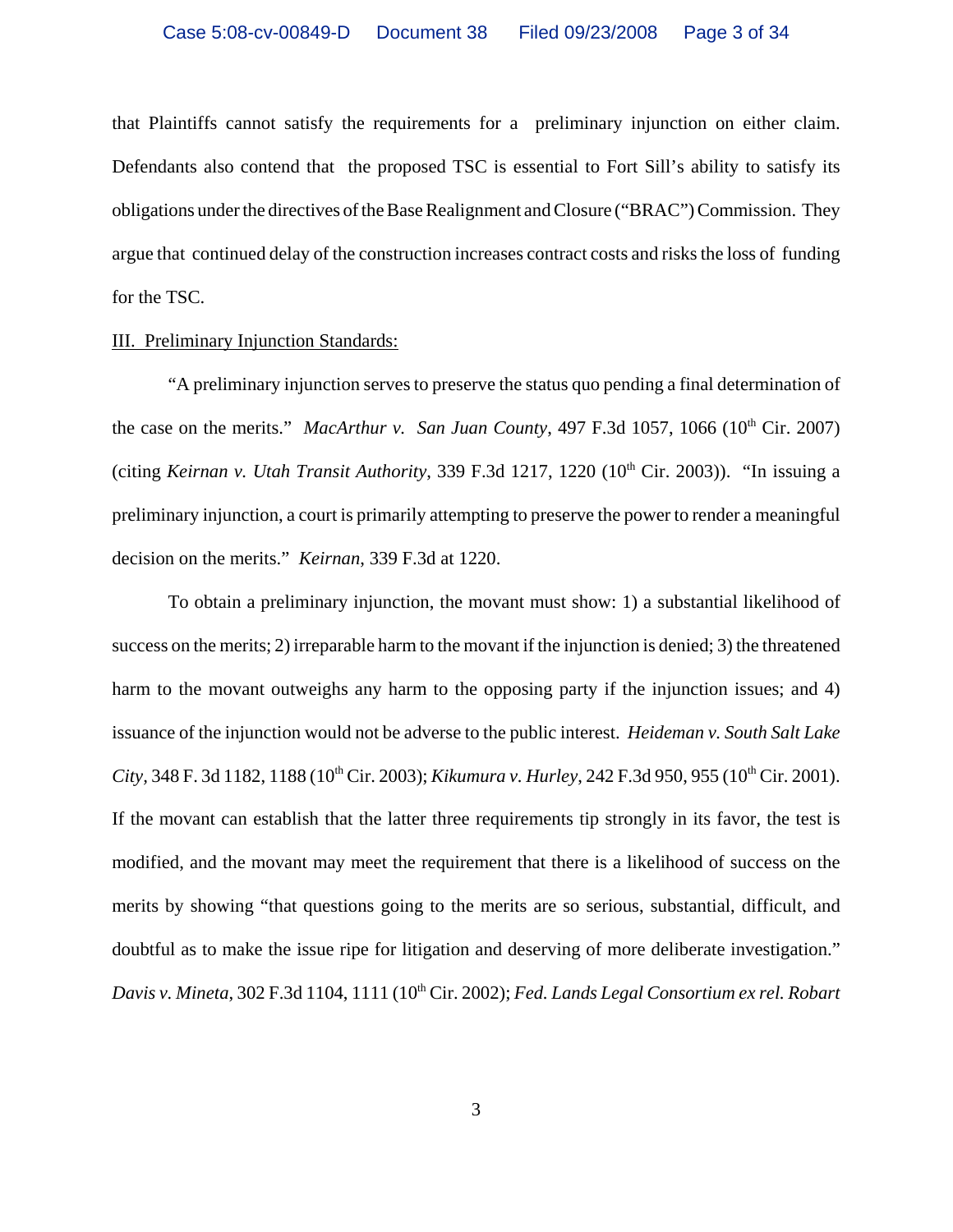that Plaintiffs cannot satisfy the requirements for a preliminary injunction on either claim. Defendants also contend that the proposed TSC is essential to Fort Sill's ability to satisfy its obligations under the directives of the Base Realignment and Closure ("BRAC") Commission. They argue that continued delay of the construction increases contract costs and risks the loss of funding for the TSC.

III. Preliminary Injunction Standards:

"A preliminary injunction serves to preserve the status quo pending a final determination of the case on the merits." *MacArthur v. San Juan County*, 497 F.3d 1057, 1066 (10th Cir. 2007) (citing *Keirnan v. Utah Transit Authority*, 339 F.3d 1217, 1220 (10th Cir. 2003)). "In issuing a preliminary injunction, a court is primarily attempting to preserve the power to render a meaningful decision on the merits." *Keirnan*, 339 F.3d at 1220.

To obtain a preliminary injunction, the movant must show: 1) a substantial likelihood of success on the merits; 2) irreparable harm to the movant if the injunction is denied; 3) the threatened harm to the movant outweighs any harm to the opposing party if the injunction issues; and 4) issuance of the injunction would not be adverse to the public interest. *Heideman v. South Salt Lake City*, 348 F. 3d 1182, 1188 (10th Cir. 2003); *Kikumura v. Hurley*, 242 F.3d 950, 955 (10th Cir. 2001). If the movant can establish that the latter three requirements tip strongly in its favor, the test is modified, and the movant may meet the requirement that there is a likelihood of success on the merits by showing "that questions going to the merits are so serious, substantial, difficult, and doubtful as to make the issue ripe for litigation and deserving of more deliberate investigation." *Davis v. Mineta*, 302 F.3d 1104, 1111 (10th Cir. 2002); *Fed. Lands Legal Consortium ex rel. Robart*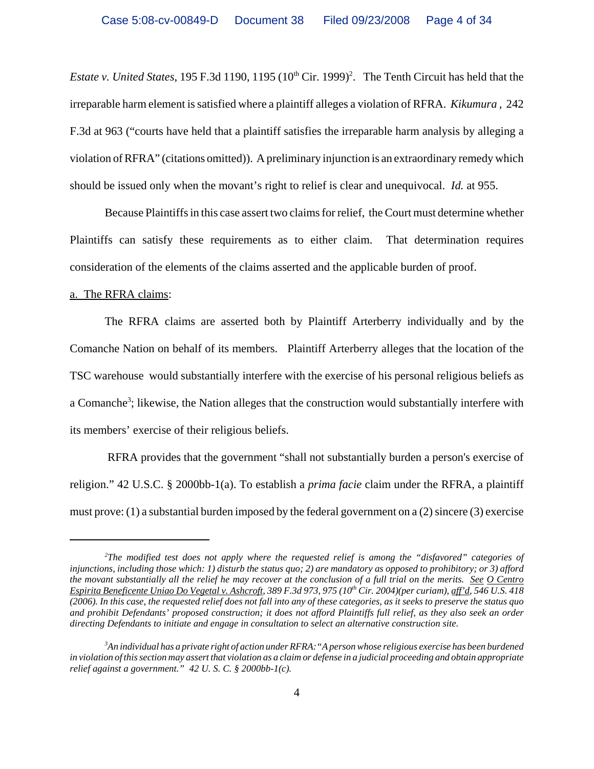*Estate v. United States*, 195 F.3d 1190, 1195 (10th Cir. 1999)[2]. The Tenth Circuit has held that the irreparable harm element is satisfied where a plaintiff alleges a violation of RFRA. *Kikumura* , 242 F.3d at 963 ("courts have held that a plaintiff satisfies the irreparable harm analysis by alleging a violation of RFRA" (citations omitted)). A preliminary injunction is an extraordinary remedy which should be issued only when the movant's right to relief is clear and unequivocal. *Id.* at 955.

Because Plaintiffs in this case assert two claims for relief, the Court must determine whether Plaintiffs can satisfy these requirements as to either claim. That determination requires consideration of the elements of the claims asserted and the applicable burden of proof.

a. The RFRA claims:

The RFRA claims are asserted both by Plaintiff Arterberry individually and by the Comanche Nation on behalf of its members. Plaintiff Arterberry alleges that the location of the TSC warehouse would substantially interfere with the exercise of his personal religious beliefs as a Comanche[3]; likewise, the Nation alleges that the construction would substantially interfere with its members' exercise of their religious beliefs.

RFRA provides that the government "shall not substantially burden a person's exercise of religion." 42 U.S.C. § 2000bb-1(a). To establish a *prima facie* claim under the RFRA, a plaintiff must prove: (1) a substantial burden imposed by the federal government on a (2) sincere (3) exercise

---

[2] *The modified test does not apply where the requested relief is among the "disfavored" categories of injunctions, including those which: 1) disturb the status quo; 2) are mandatory as opposed to prohibitory; or 3) afford the movant substantially all the relief he may recover at the conclusion of a full trial on the merits. See O Centro Espirita Beneficente Uniao Do Vegetal v. Ashcroft, 389 F.3d 973, 975 (10th Cir. 2004)(per curiam), aff'd, 546 U.S. 418 (2006). In this case, the requested relief does not fall into any of these categories, as it seeks to preserve the status quo and prohibit Defendants' proposed construction; it does not afford Plaintiffs full relief, as they also seek an order directing Defendants to initiate and engage in consultation to select an alternative construction site.*

[3] *An individual has a private right of action under RFRA: "A person whose religious exercise has been burdened in violation of this section may assert that violation as a claim or defense in a judicial proceeding and obtain appropriate relief against a government." 42 U. S. C. § 2000bb-1(c).*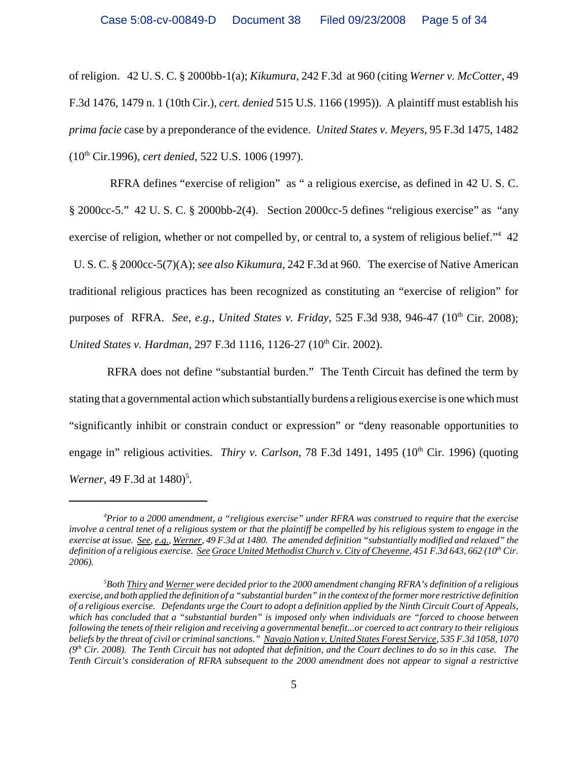of religion. 42 U. S. C. § 2000bb-1(a); *Kikumura*, 242 F.3d at 960 (citing *Werner v. McCotter*, 49 F.3d 1476, 1479 n. 1 (10th Cir.), *cert. denied* 515 U.S. 1166 (1995)). A plaintiff must establish his *prima facie* case by a preponderance of the evidence. *United States v. Meyers*, 95 F.3d 1475, 1482 (10th Cir.1996), *cert denied*, 522 U.S. 1006 (1997).

RFRA defines "exercise of religion" as " a religious exercise, as defined in 42 U. S. C. § 2000cc-5." 42 U. S. C. § 2000bb-2(4). Section 2000cc-5 defines "religious exercise" as "any exercise of religion, whether or not compelled by, or central to, a system of religious belief."[4] 42 U. S. C. § 2000cc-5(7)(A); *see also Kikumura*, 242 F.3d at 960. The exercise of Native American traditional religious practices has been recognized as constituting an "exercise of religion" for purposes of RFRA. *See, e.g., United States v. Friday*, 525 F.3d 938, 946-47 (10th Cir. 2008); *United States v. Hardman*, 297 F.3d 1116, 1126-27 (10th Cir. 2002).

RFRA does not define "substantial burden." The Tenth Circuit has defined the term by stating that a governmental action which substantially burdens a religious exercise is one which must "significantly inhibit or constrain conduct or expression" or "deny reasonable opportunities to engage in" religious activities. *Thiry v. Carlson*, 78 F.3d 1491, 1495 (10th Cir. 1996) (quoting *Werner*, 49 F.3d at 1480)[5].

---

[4] *Prior to a 2000 amendment, a "religious exercise" under RFRA was construed to require that the exercise involve a central tenet of a religious system or that the plaintiff be compelled by his religious system to engage in the exercise at issue. See, e.g., Werner, 49 F.3d at 1480. The amended definition "substantially modified and relaxed" the definition of a religious exercise. See Grace United Methodist Church v. City of Cheyenne, 451 F.3d 643, 662 (10th Cir. 2006).*

[5] *Both Thiry and Werner were decided prior to the 2000 amendment changing RFRA's definition of a religious exercise, and both applied the definition of a "substantial burden" in the context of the former more restrictive definition of a religious exercise. Defendants urge the Court to adopt a definition applied by the Ninth Circuit Court of Appeals, which has concluded that a "substantial burden" is imposed only when individuals are "forced to choose between following the tenets of their religion and receiving a governmental benefit...or coerced to act contrary to their religious beliefs by the threat of civil or criminal sanctions." Navajo Nation v. United States Forest Service, 535 F.3d 1058, 1070 (9th Cir. 2008). The Tenth Circuit has not adopted that definition, and the Court declines to do so in this case. The Tenth Circuit's consideration of RFRA subsequent to the 2000 amendment does not appear to signal a restrictive*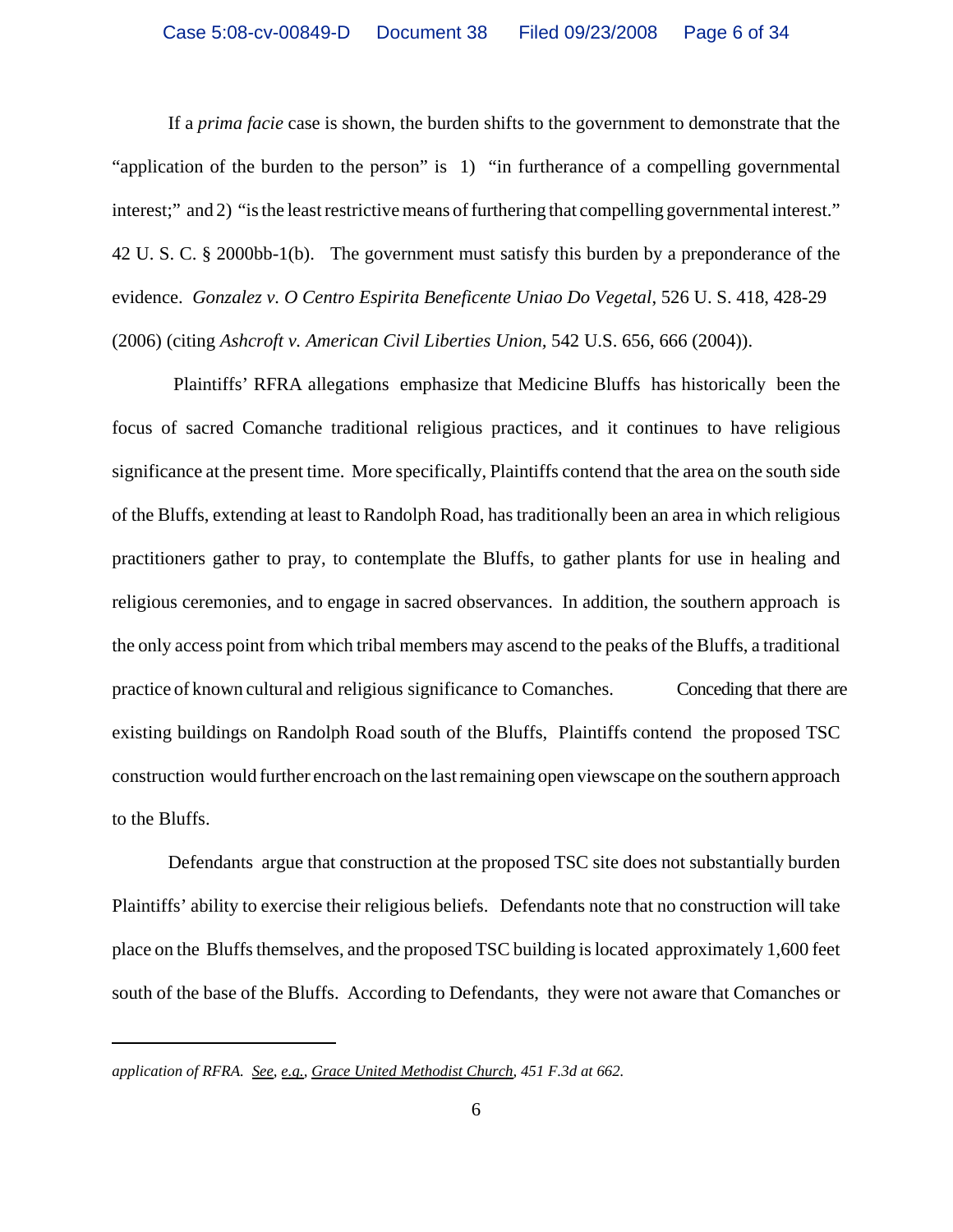If a *prima facie* case is shown, the burden shifts to the government to demonstrate that the "application of the burden to the person" is 1) "in furtherance of a compelling governmental interest;" and 2) "is the least restrictive means of furthering that compelling governmental interest." 42 U. S. C. § 2000bb-1(b). The government must satisfy this burden by a preponderance of the evidence. *Gonzalez v. O Centro Espirita Beneficente Uniao Do Vegetal*, 526 U. S. 418, 428-29 (2006) (citing *Ashcroft v. American Civil Liberties Union,* 542 U.S. 656, 666 (2004)).

Plaintiffs' RFRA allegations emphasize that Medicine Bluffs has historically been the focus of sacred Comanche traditional religious practices, and it continues to have religious significance at the present time. More specifically, Plaintiffs contend that the area on the south side of the Bluffs, extending at least to Randolph Road, has traditionally been an area in which religious practitioners gather to pray, to contemplate the Bluffs, to gather plants for use in healing and religious ceremonies, and to engage in sacred observances. In addition, the southern approach is the only access point from which tribal members may ascend to the peaks of the Bluffs, a traditional practice of known cultural and religious significance to Comanches. Conceding that there are existing buildings on Randolph Road south of the Bluffs, Plaintiffs contend the proposed TSC construction would further encroach on the last remaining open viewscape on the southern approach to the Bluffs.

Defendants argue that construction at the proposed TSC site does not substantially burden Plaintiffs' ability to exercise their religious beliefs. Defendants note that no construction will take place on the Bluffs themselves, and the proposed TSC building is located approximately 1,600 feet south of the base of the Bluffs. According to Defendants, they were not aware that Comanches or

---

*application of RFRA. See, e.g., Grace United Methodist Church, 451 F.3d at 662.*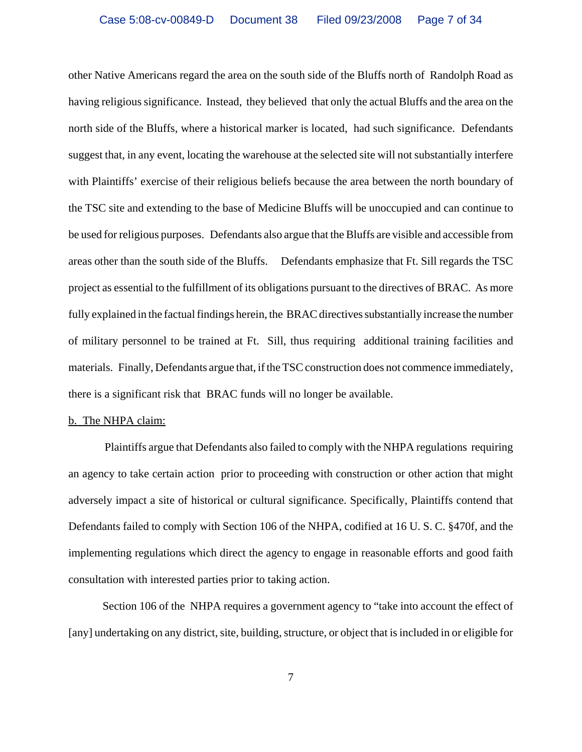other Native Americans regard the area on the south side of the Bluffs north of Randolph Road as having religious significance. Instead, they believed that only the actual Bluffs and the area on the north side of the Bluffs, where a historical marker is located, had such significance. Defendants suggest that, in any event, locating the warehouse at the selected site will not substantially interfere with Plaintiffs' exercise of their religious beliefs because the area between the north boundary of the TSC site and extending to the base of Medicine Bluffs will be unoccupied and can continue to be used for religious purposes. Defendants also argue that the Bluffs are visible and accessible from areas other than the south side of the Bluffs. Defendants emphasize that Ft. Sill regards the TSC project as essential to the fulfillment of its obligations pursuant to the directives of BRAC. As more fully explained in the factual findings herein, the BRAC directives substantially increase the number of military personnel to be trained at Ft. Sill, thus requiring additional training facilities and materials. Finally, Defendants argue that, if the TSC construction does not commence immediately, there is a significant risk that BRAC funds will no longer be available.

<u>b. The NHPA claim:</u>

Plaintiffs argue that Defendants also failed to comply with the NHPA regulations requiring an agency to take certain action prior to proceeding with construction or other action that might adversely impact a site of historical or cultural significance. Specifically, Plaintiffs contend that Defendants failed to comply with Section 106 of the NHPA, codified at 16 U. S. C. §470f, and the implementing regulations which direct the agency to engage in reasonable efforts and good faith consultation with interested parties prior to taking action.

Section 106 of the NHPA requires a government agency to "take into account the effect of [any] undertaking on any district, site, building, structure, or object that is included in or eligible for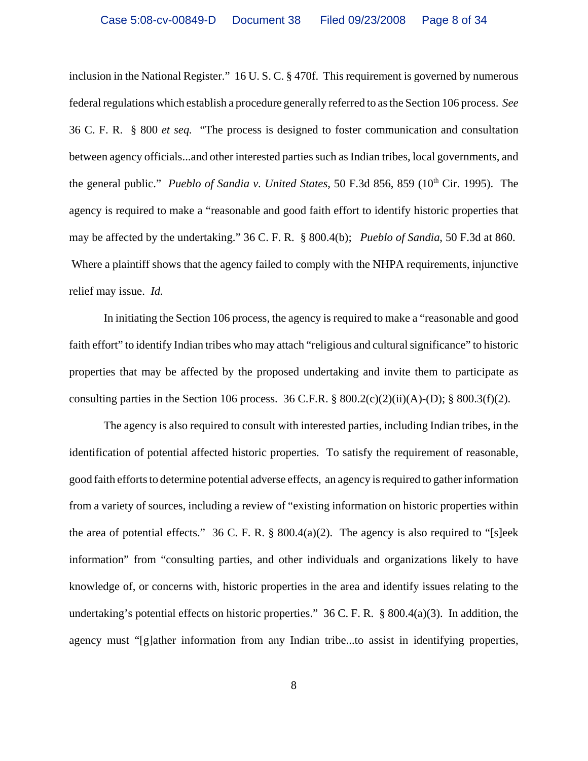inclusion in the National Register." 16 U. S. C. § 470f. This requirement is governed by numerous federal regulations which establish a procedure generally referred to as the Section 106 process. *See* 36 C. F. R. § 800 *et seq.* "The process is designed to foster communication and consultation between agency officials...and other interested parties such as Indian tribes, local governments, and the general public." *Pueblo of Sandia v. United States*, 50 F.3d 856, 859 (10th Cir. 1995). The agency is required to make a "reasonable and good faith effort to identify historic properties that may be affected by the undertaking." 36 C. F. R. § 800.4(b); *Pueblo of Sandia*, 50 F.3d at 860. Where a plaintiff shows that the agency failed to comply with the NHPA requirements, injunctive relief may issue. *Id.*

In initiating the Section 106 process, the agency is required to make a "reasonable and good faith effort" to identify Indian tribes who may attach "religious and cultural significance" to historic properties that may be affected by the proposed undertaking and invite them to participate as consulting parties in the Section 106 process. 36 C.F.R. § 800.2(c)(2)(ii)(A)-(D); § 800.3(f)(2).

The agency is also required to consult with interested parties, including Indian tribes, in the identification of potential affected historic properties. To satisfy the requirement of reasonable, good faith efforts to determine potential adverse effects, an agency is required to gather information from a variety of sources, including a review of "existing information on historic properties within the area of potential effects." 36 C. F. R. § 800.4(a)(2). The agency is also required to "[s]eek information" from "consulting parties, and other individuals and organizations likely to have knowledge of, or concerns with, historic properties in the area and identify issues relating to the undertaking's potential effects on historic properties." 36 C. F. R. § 800.4(a)(3). In addition, the agency must "[g]ather information from any Indian tribe...to assist in identifying properties,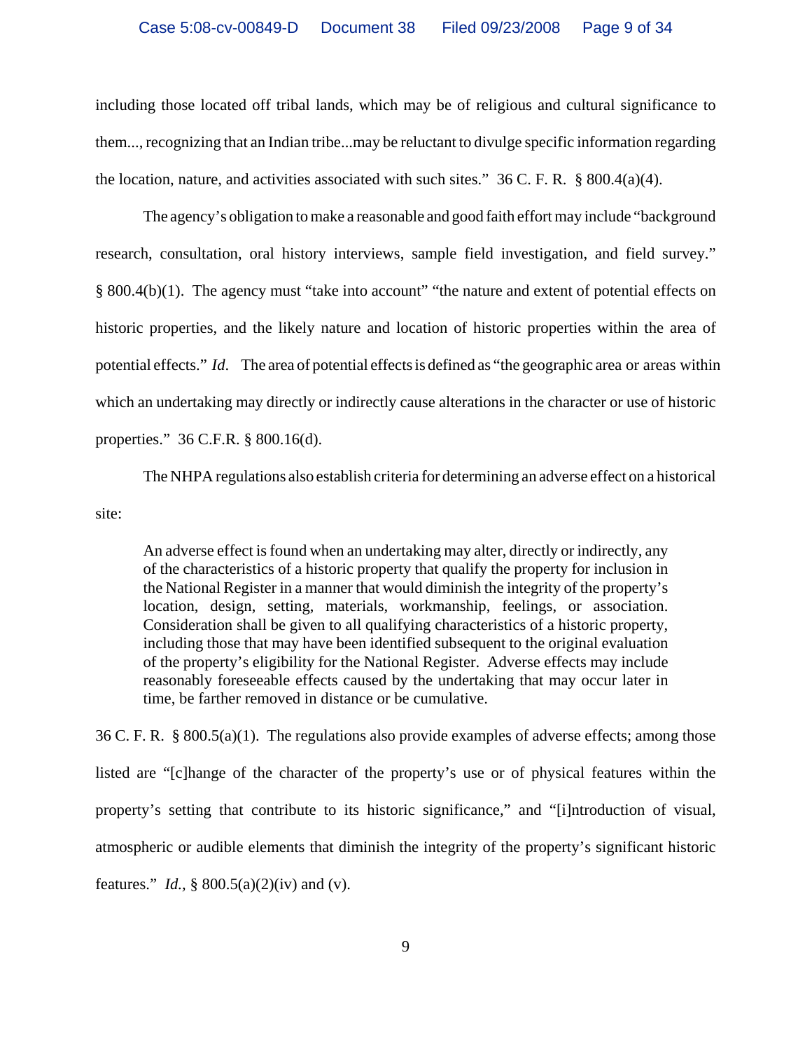including those located off tribal lands, which may be of religious and cultural significance to them..., recognizing that an Indian tribe...may be reluctant to divulge specific information regarding the location, nature, and activities associated with such sites." 36 C. F. R. § 800.4(a)(4).

The agency's obligation to make a reasonable and good faith effort may include "background research, consultation, oral history interviews, sample field investigation, and field survey." § 800.4(b)(1). The agency must "take into account" "the nature and extent of potential effects on historic properties, and the likely nature and location of historic properties within the area of potential effects." *Id.* The area of potential effects is defined as "the geographic area or areas within which an undertaking may directly or indirectly cause alterations in the character or use of historic properties." 36 C.F.R. § 800.16(d).

The NHPA regulations also establish criteria for determining an adverse effect on a historical site:

> An adverse effect is found when an undertaking may alter, directly or indirectly, any of the characteristics of a historic property that qualify the property for inclusion in the National Register in a manner that would diminish the integrity of the property's location, design, setting, materials, workmanship, feelings, or association. Consideration shall be given to all qualifying characteristics of a historic property, including those that may have been identified subsequent to the original evaluation of the property's eligibility for the National Register. Adverse effects may include reasonably foreseeable effects caused by the undertaking that may occur later in time, be farther removed in distance or be cumulative.

36 C. F. R. § 800.5(a)(1). The regulations also provide examples of adverse effects; among those listed are "[c]hange of the character of the property's use or of physical features within the property's setting that contribute to its historic significance," and "[i]ntroduction of visual, atmospheric or audible elements that diminish the integrity of the property's significant historic features." *Id.*, § 800.5(a)(2)(iv) and (v).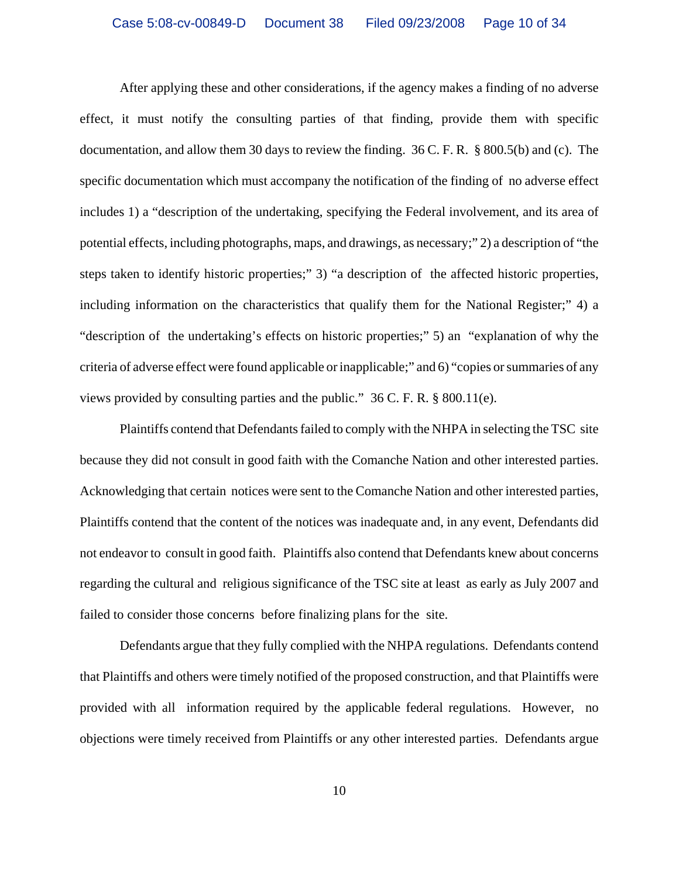After applying these and other considerations, if the agency makes a finding of no adverse effect, it must notify the consulting parties of that finding, provide them with specific documentation, and allow them 30 days to review the finding. 36 C. F. R. § 800.5(b) and (c). The specific documentation which must accompany the notification of the finding of no adverse effect includes 1) a "description of the undertaking, specifying the Federal involvement, and its area of potential effects, including photographs, maps, and drawings, as necessary;" 2) a description of "the steps taken to identify historic properties;" 3) "a description of the affected historic properties, including information on the characteristics that qualify them for the National Register;" 4) a "description of the undertaking's effects on historic properties;" 5) an "explanation of why the criteria of adverse effect were found applicable or inapplicable;" and 6) "copies or summaries of any views provided by consulting parties and the public." 36 C. F. R. § 800.11(e).

Plaintiffs contend that Defendants failed to comply with the NHPA in selecting the TSC site because they did not consult in good faith with the Comanche Nation and other interested parties. Acknowledging that certain notices were sent to the Comanche Nation and other interested parties, Plaintiffs contend that the content of the notices was inadequate and, in any event, Defendants did not endeavor to consult in good faith. Plaintiffs also contend that Defendants knew about concerns regarding the cultural and religious significance of the TSC site at least as early as July 2007 and failed to consider those concerns before finalizing plans for the site.

Defendants argue that they fully complied with the NHPA regulations. Defendants contend that Plaintiffs and others were timely notified of the proposed construction, and that Plaintiffs were provided with all information required by the applicable federal regulations. However, no objections were timely received from Plaintiffs or any other interested parties. Defendants argue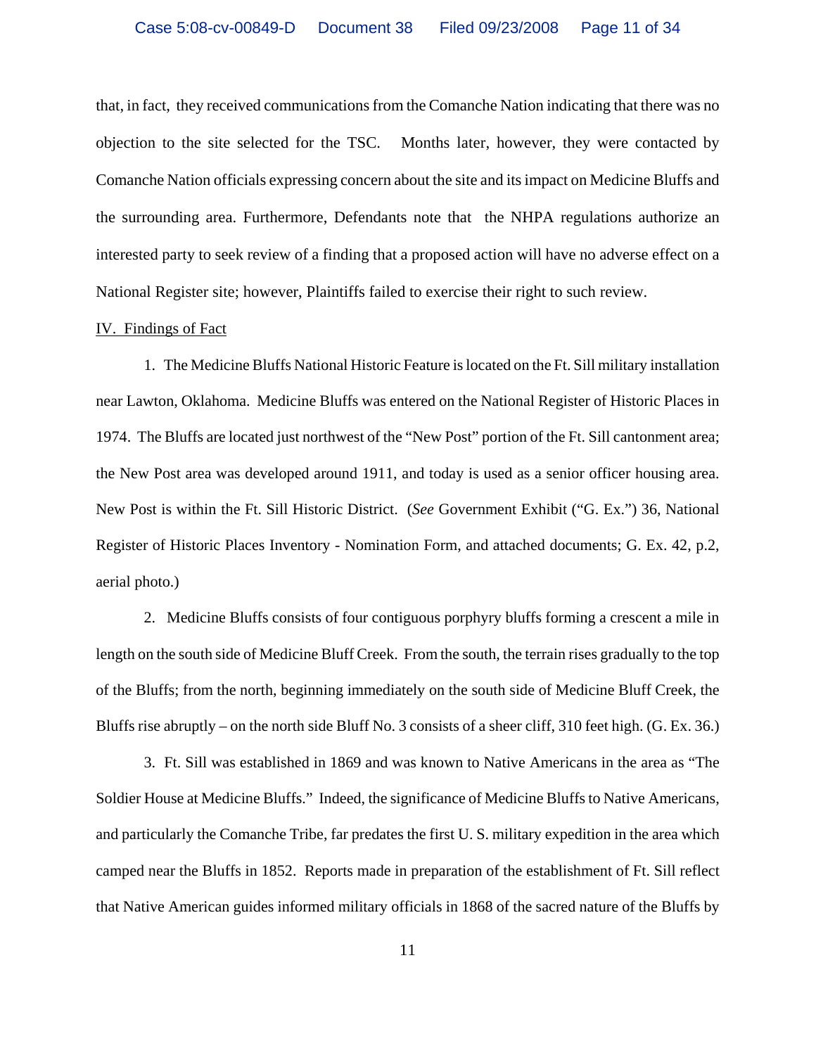that, in fact, they received communications from the Comanche Nation indicating that there was no objection to the site selected for the TSC. Months later, however, they were contacted by Comanche Nation officials expressing concern about the site and its impact on Medicine Bluffs and the surrounding area. Furthermore, Defendants note that the NHPA regulations authorize an interested party to seek review of a finding that a proposed action will have no adverse effect on a National Register site; however, Plaintiffs failed to exercise their right to such review.

IV. Findings of Fact

1. The Medicine Bluffs National Historic Feature is located on the Ft. Sill military installation near Lawton, Oklahoma. Medicine Bluffs was entered on the National Register of Historic Places in 1974. The Bluffs are located just northwest of the "New Post" portion of the Ft. Sill cantonment area; the New Post area was developed around 1911, and today is used as a senior officer housing area. New Post is within the Ft. Sill Historic District. (*See* Government Exhibit ("G. Ex.") 36, National Register of Historic Places Inventory - Nomination Form, and attached documents; G. Ex. 42, p.2, aerial photo.)

2. Medicine Bluffs consists of four contiguous porphyry bluffs forming a crescent a mile in length on the south side of Medicine Bluff Creek. From the south, the terrain rises gradually to the top of the Bluffs; from the north, beginning immediately on the south side of Medicine Bluff Creek, the Bluffs rise abruptly – on the north side Bluff No. 3 consists of a sheer cliff, 310 feet high. (G. Ex. 36.)

3. Ft. Sill was established in 1869 and was known to Native Americans in the area as "The Soldier House at Medicine Bluffs." Indeed, the significance of Medicine Bluffs to Native Americans, and particularly the Comanche Tribe, far predates the first U. S. military expedition in the area which camped near the Bluffs in 1852. Reports made in preparation of the establishment of Ft. Sill reflect that Native American guides informed military officials in 1868 of the sacred nature of the Bluffs by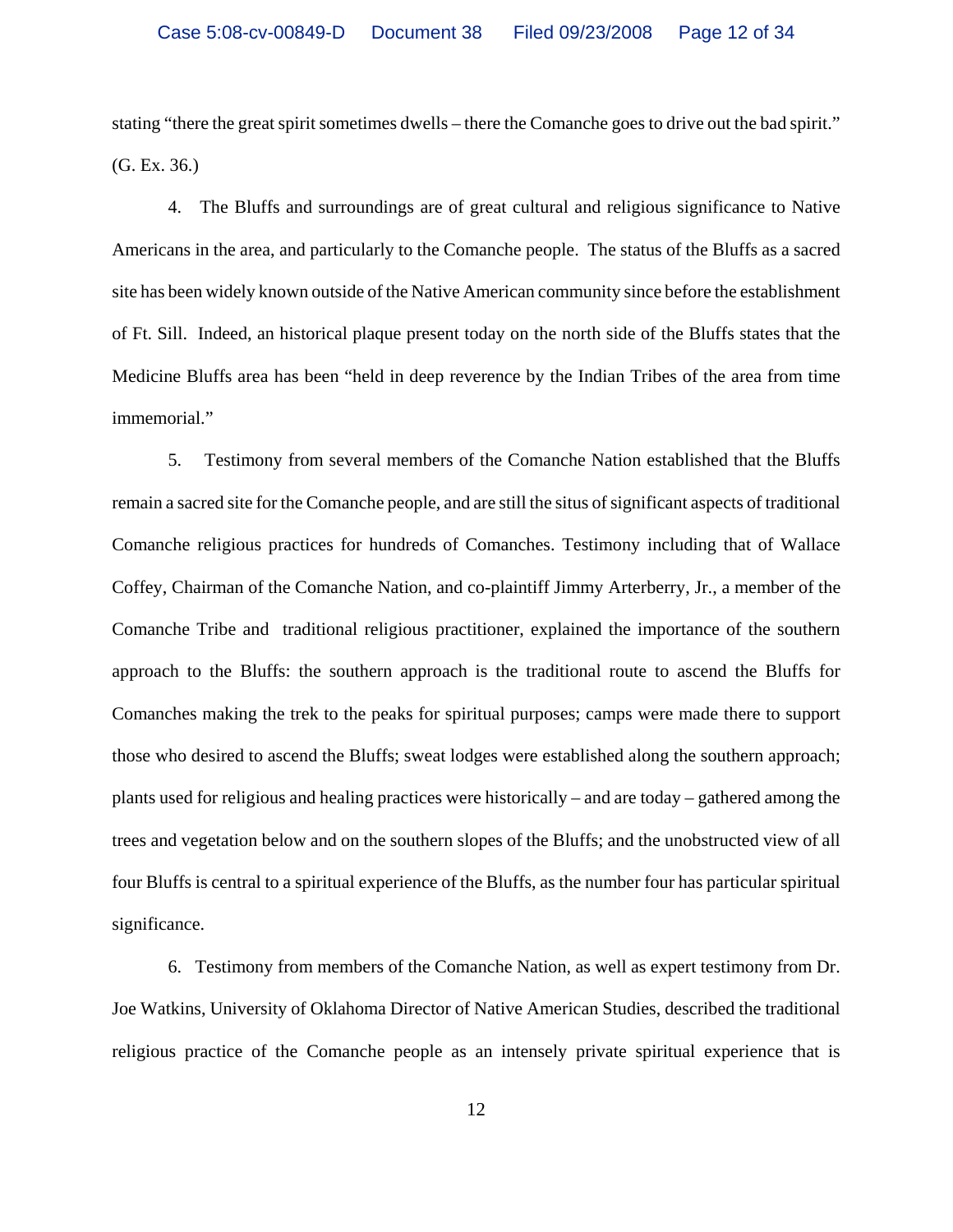stating "there the great spirit sometimes dwells – there the Comanche goes to drive out the bad spirit." (G. Ex. 36.)

4. The Bluffs and surroundings are of great cultural and religious significance to Native Americans in the area, and particularly to the Comanche people. The status of the Bluffs as a sacred site has been widely known outside of the Native American community since before the establishment of Ft. Sill. Indeed, an historical plaque present today on the north side of the Bluffs states that the Medicine Bluffs area has been "held in deep reverence by the Indian Tribes of the area from time immemorial."

5. Testimony from several members of the Comanche Nation established that the Bluffs remain a sacred site for the Comanche people, and are still the situs of significant aspects of traditional Comanche religious practices for hundreds of Comanches. Testimony including that of Wallace Coffey, Chairman of the Comanche Nation, and co-plaintiff Jimmy Arterberry, Jr., a member of the Comanche Tribe and traditional religious practitioner, explained the importance of the southern approach to the Bluffs: the southern approach is the traditional route to ascend the Bluffs for Comanches making the trek to the peaks for spiritual purposes; camps were made there to support those who desired to ascend the Bluffs; sweat lodges were established along the southern approach; plants used for religious and healing practices were historically – and are today – gathered among the trees and vegetation below and on the southern slopes of the Bluffs; and the unobstructed view of all four Bluffs is central to a spiritual experience of the Bluffs, as the number four has particular spiritual significance.

6. Testimony from members of the Comanche Nation, as well as expert testimony from Dr. Joe Watkins, University of Oklahoma Director of Native American Studies, described the traditional religious practice of the Comanche people as an intensely private spiritual experience that is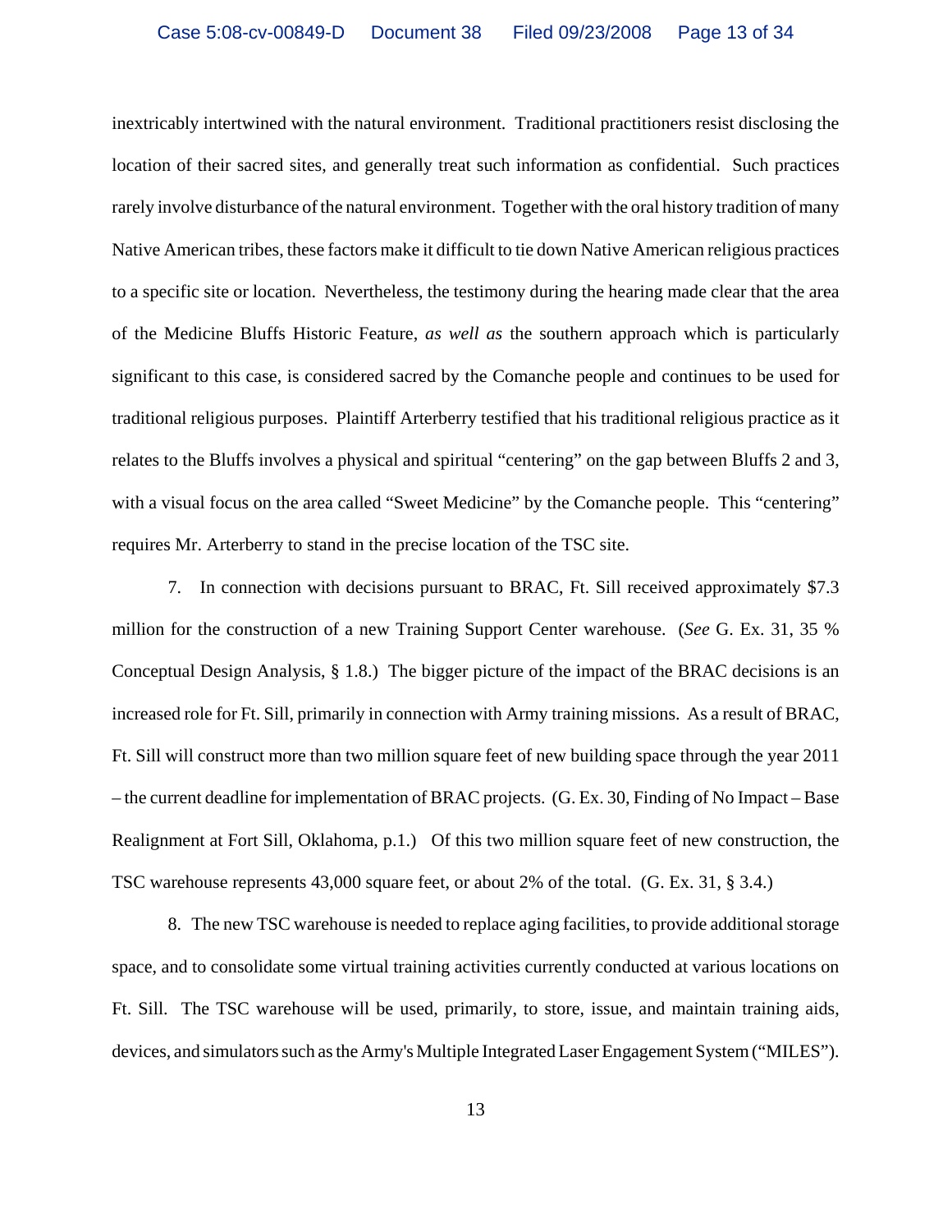inextricably intertwined with the natural environment. Traditional practitioners resist disclosing the location of their sacred sites, and generally treat such information as confidential. Such practices rarely involve disturbance of the natural environment. Together with the oral history tradition of many Native American tribes, these factors make it difficult to tie down Native American religious practices to a specific site or location. Nevertheless, the testimony during the hearing made clear that the area of the Medicine Bluffs Historic Feature, *as well as* the southern approach which is particularly significant to this case, is considered sacred by the Comanche people and continues to be used for traditional religious purposes. Plaintiff Arterberry testified that his traditional religious practice as it relates to the Bluffs involves a physical and spiritual "centering" on the gap between Bluffs 2 and 3, with a visual focus on the area called "Sweet Medicine" by the Comanche people. This "centering" requires Mr. Arterberry to stand in the precise location of the TSC site.

7. In connection with decisions pursuant to BRAC, Ft. Sill received approximately $7.3 million for the construction of a new Training Support Center warehouse. (*See* G. Ex. 31, 35 % Conceptual Design Analysis, § 1.8.) The bigger picture of the impact of the BRAC decisions is an increased role for Ft. Sill, primarily in connection with Army training missions. As a result of BRAC, Ft. Sill will construct more than two million square feet of new building space through the year 2011 – the current deadline for implementation of BRAC projects. (G. Ex. 30, Finding of No Impact – Base Realignment at Fort Sill, Oklahoma, p.1.) Of this two million square feet of new construction, the TSC warehouse represents 43,000 square feet, or about 2% of the total. (G. Ex. 31, § 3.4.)

8. The new TSC warehouse is needed to replace aging facilities, to provide additional storage space, and to consolidate some virtual training activities currently conducted at various locations on Ft. Sill. The TSC warehouse will be used, primarily, to store, issue, and maintain training aids, devices, and simulators such as the Army's Multiple Integrated Laser Engagement System ("MILES").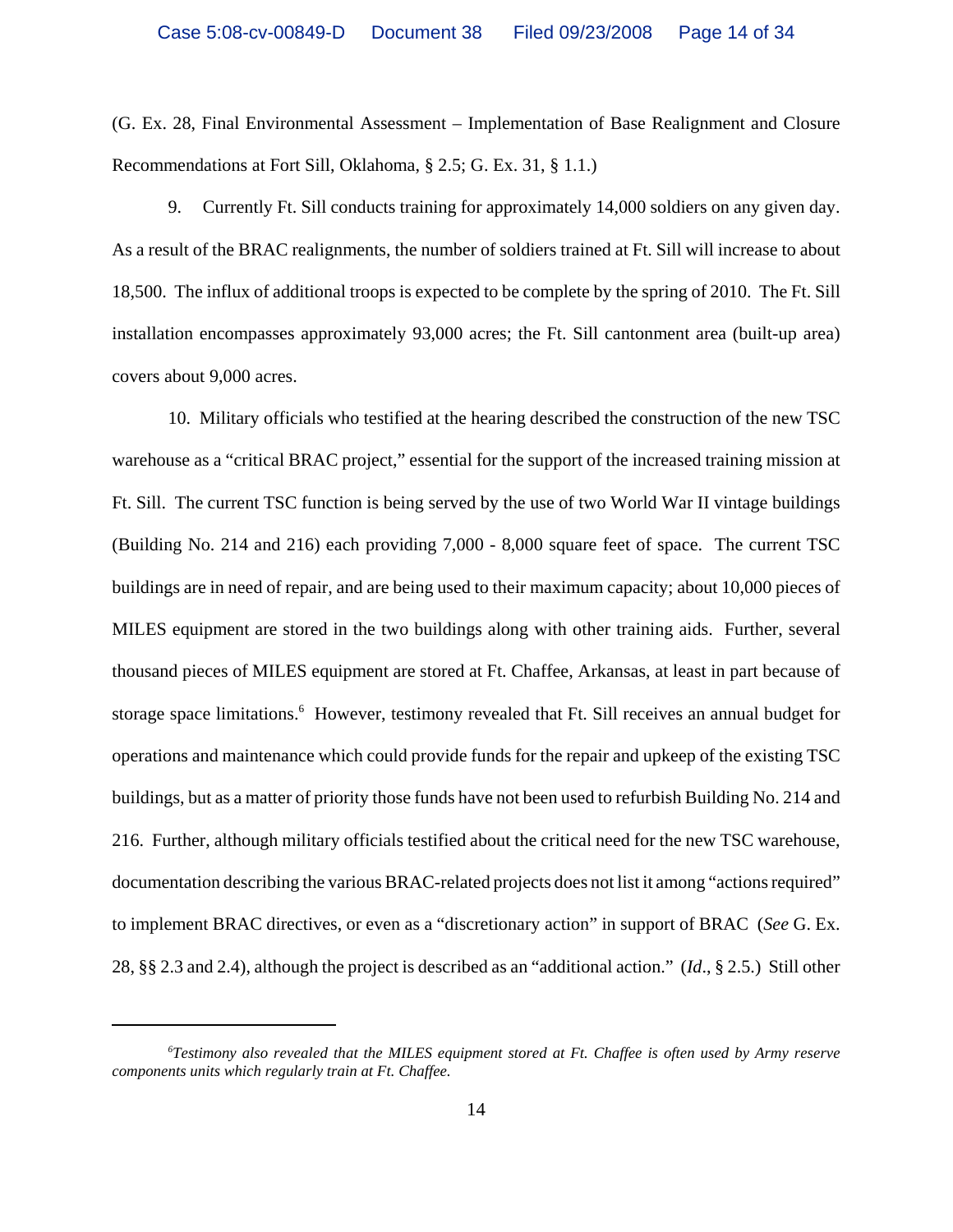(G. Ex. 28, Final Environmental Assessment – Implementation of Base Realignment and Closure Recommendations at Fort Sill, Oklahoma, § 2.5; G. Ex. 31, § 1.1.)

9. Currently Ft. Sill conducts training for approximately 14,000 soldiers on any given day. As a result of the BRAC realignments, the number of soldiers trained at Ft. Sill will increase to about 18,500. The influx of additional troops is expected to be complete by the spring of 2010. The Ft. Sill installation encompasses approximately 93,000 acres; the Ft. Sill cantonment area (built-up area) covers about 9,000 acres.

10. Military officials who testified at the hearing described the construction of the new TSC warehouse as a "critical BRAC project," essential for the support of the increased training mission at Ft. Sill. The current TSC function is being served by the use of two World War II vintage buildings (Building No. 214 and 216) each providing 7,000 - 8,000 square feet of space. The current TSC buildings are in need of repair, and are being used to their maximum capacity; about 10,000 pieces of MILES equipment are stored in the two buildings along with other training aids. Further, several thousand pieces of MILES equipment are stored at Ft. Chaffee, Arkansas, at least in part because of storage space limitations.[6] However, testimony revealed that Ft. Sill receives an annual budget for operations and maintenance which could provide funds for the repair and upkeep of the existing TSC buildings, but as a matter of priority those funds have not been used to refurbish Building No. 214 and 216. Further, although military officials testified about the critical need for the new TSC warehouse, documentation describing the various BRAC-related projects does not list it among "actions required" to implement BRAC directives, or even as a "discretionary action" in support of BRAC (*See* G. Ex. 28, §§ 2.3 and 2.4), although the project is described as an "additional action." (*Id*., § 2.5.) Still other

---

[6] *Testimony also revealed that the MILES equipment stored at Ft. Chaffee is often used by Army reserve components units which regularly train at Ft. Chaffee.*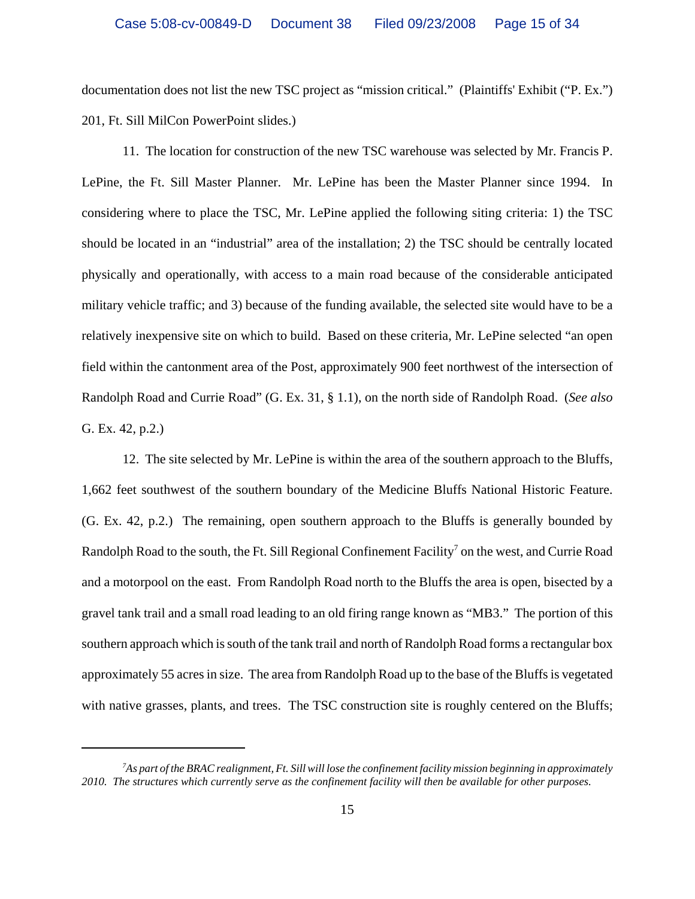documentation does not list the new TSC project as "mission critical." (Plaintiffs' Exhibit ("P. Ex.") 201, Ft. Sill MilCon PowerPoint slides.)

11. The location for construction of the new TSC warehouse was selected by Mr. Francis P. LePine, the Ft. Sill Master Planner. Mr. LePine has been the Master Planner since 1994. In considering where to place the TSC, Mr. LePine applied the following siting criteria: 1) the TSC should be located in an "industrial" area of the installation; 2) the TSC should be centrally located physically and operationally, with access to a main road because of the considerable anticipated military vehicle traffic; and 3) because of the funding available, the selected site would have to be a relatively inexpensive site on which to build. Based on these criteria, Mr. LePine selected "an open field within the cantonment area of the Post, approximately 900 feet northwest of the intersection of Randolph Road and Currie Road" (G. Ex. 31, § 1.1), on the north side of Randolph Road. (*See also* G. Ex. 42, p.2.)

12. The site selected by Mr. LePine is within the area of the southern approach to the Bluffs, 1,662 feet southwest of the southern boundary of the Medicine Bluffs National Historic Feature. (G. Ex. 42, p.2.) The remaining, open southern approach to the Bluffs is generally bounded by Randolph Road to the south, the Ft. Sill Regional Confinement Facility[7] on the west, and Currie Road and a motorpool on the east. From Randolph Road north to the Bluffs the area is open, bisected by a gravel tank trail and a small road leading to an old firing range known as "MB3." The portion of this southern approach which is south of the tank trail and north of Randolph Road forms a rectangular box approximately 55 acres in size. The area from Randolph Road up to the base of the Bluffs is vegetated with native grasses, plants, and trees. The TSC construction site is roughly centered on the Bluffs;

---

[7] *As part of the BRAC realignment, Ft. Sill will lose the confinement facility mission beginning in approximately 2010. The structures which currently serve as the confinement facility will then be available for other purposes.*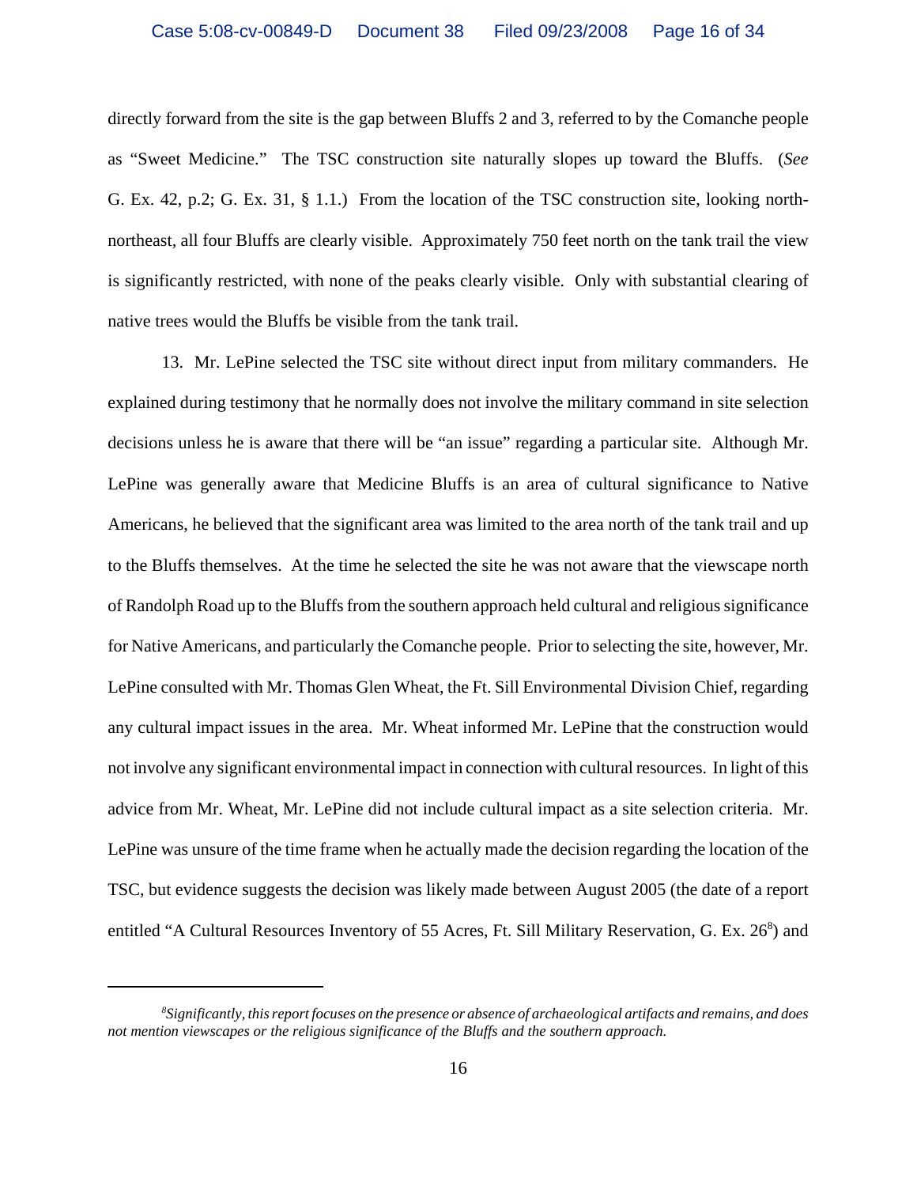directly forward from the site is the gap between Bluffs 2 and 3, referred to by the Comanche people as "Sweet Medicine." The TSC construction site naturally slopes up toward the Bluffs. (*See* G. Ex. 42, p.2; G. Ex. 31, § 1.1.) From the location of the TSC construction site, looking north-northeast, all four Bluffs are clearly visible. Approximately 750 feet north on the tank trail the view is significantly restricted, with none of the peaks clearly visible. Only with substantial clearing of native trees would the Bluffs be visible from the tank trail.

13. Mr. LePine selected the TSC site without direct input from military commanders. He explained during testimony that he normally does not involve the military command in site selection decisions unless he is aware that there will be "an issue" regarding a particular site. Although Mr. LePine was generally aware that Medicine Bluffs is an area of cultural significance to Native Americans, he believed that the significant area was limited to the area north of the tank trail and up to the Bluffs themselves. At the time he selected the site he was not aware that the viewscape north of Randolph Road up to the Bluffs from the southern approach held cultural and religious significance for Native Americans, and particularly the Comanche people. Prior to selecting the site, however, Mr. LePine consulted with Mr. Thomas Glen Wheat, the Ft. Sill Environmental Division Chief, regarding any cultural impact issues in the area. Mr. Wheat informed Mr. LePine that the construction would not involve any significant environmental impact in connection with cultural resources. In light of this advice from Mr. Wheat, Mr. LePine did not include cultural impact as a site selection criteria. Mr. LePine was unsure of the time frame when he actually made the decision regarding the location of the TSC, but evidence suggests the decision was likely made between August 2005 (the date of a report entitled "A Cultural Resources Inventory of 55 Acres, Ft. Sill Military Reservation, G. Ex. 26[8]) and

[8]*Significantly, this report focuses on the presence or absence of archaeological artifacts and remains, and does not mention viewscapes or the religious significance of the Bluffs and the southern approach.*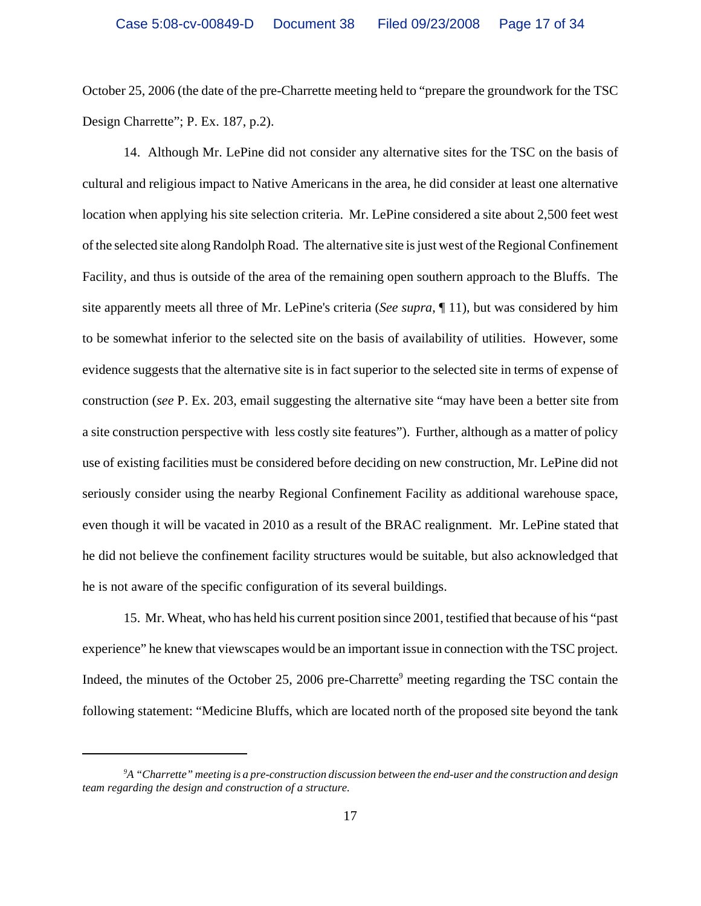October 25, 2006 (the date of the pre-Charrette meeting held to "prepare the groundwork for the TSC Design Charrette"; P. Ex. 187, p.2).

14. Although Mr. LePine did not consider any alternative sites for the TSC on the basis of cultural and religious impact to Native Americans in the area, he did consider at least one alternative location when applying his site selection criteria. Mr. LePine considered a site about 2,500 feet west of the selected site along Randolph Road. The alternative site is just west of the Regional Confinement Facility, and thus is outside of the area of the remaining open southern approach to the Bluffs. The site apparently meets all three of Mr. LePine's criteria (*See supra*, ¶ 11), but was considered by him to be somewhat inferior to the selected site on the basis of availability of utilities. However, some evidence suggests that the alternative site is in fact superior to the selected site in terms of expense of construction (*see* P. Ex. 203, email suggesting the alternative site "may have been a better site from a site construction perspective with less costly site features"). Further, although as a matter of policy use of existing facilities must be considered before deciding on new construction, Mr. LePine did not seriously consider using the nearby Regional Confinement Facility as additional warehouse space, even though it will be vacated in 2010 as a result of the BRAC realignment. Mr. LePine stated that he did not believe the confinement facility structures would be suitable, but also acknowledged that he is not aware of the specific configuration of its several buildings.

15. Mr. Wheat, who has held his current position since 2001, testified that because of his "past experience" he knew that viewscapes would be an important issue in connection with the TSC project. Indeed, the minutes of the October 25, 2006 pre-Charrette[9] meeting regarding the TSC contain the following statement: "Medicine Bluffs, which are located north of the proposed site beyond the tank

---

[9] *A "Charrette" meeting is a pre-construction discussion between the end-user and the construction and design team regarding the design and construction of a structure.*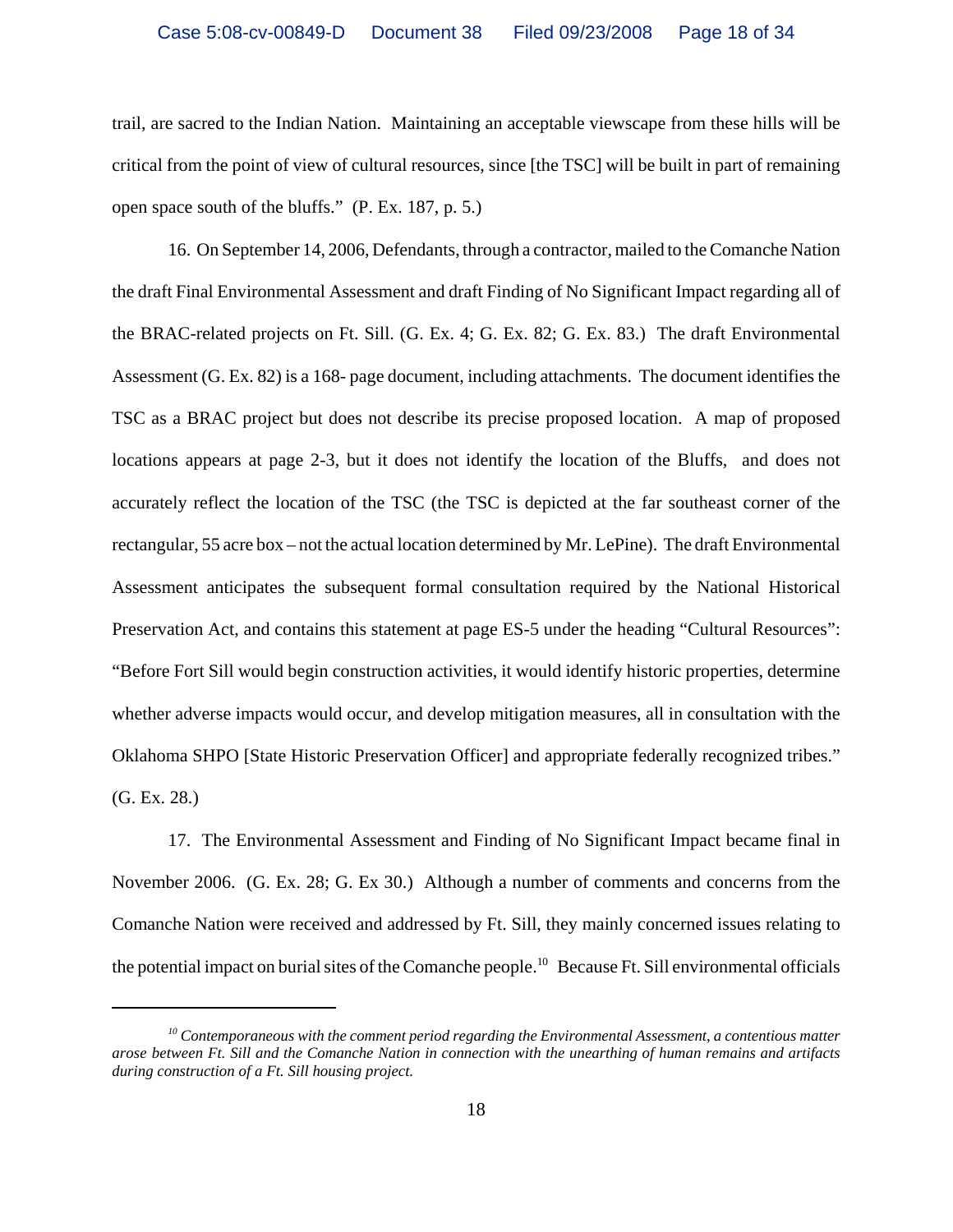trail, are sacred to the Indian Nation. Maintaining an acceptable viewscape from these hills will be critical from the point of view of cultural resources, since [the TSC] will be built in part of remaining open space south of the bluffs." (P. Ex. 187, p. 5.)

16. On September 14, 2006, Defendants, through a contractor, mailed to the Comanche Nation the draft Final Environmental Assessment and draft Finding of No Significant Impact regarding all of the BRAC-related projects on Ft. Sill. (G. Ex. 4; G. Ex. 82; G. Ex. 83.) The draft Environmental Assessment (G. Ex. 82) is a 168- page document, including attachments. The document identifies the TSC as a BRAC project but does not describe its precise proposed location. A map of proposed locations appears at page 2-3, but it does not identify the location of the Bluffs, and does not accurately reflect the location of the TSC (the TSC is depicted at the far southeast corner of the rectangular, 55 acre box – not the actual location determined by Mr. LePine). The draft Environmental Assessment anticipates the subsequent formal consultation required by the National Historical Preservation Act, and contains this statement at page ES-5 under the heading "Cultural Resources": "Before Fort Sill would begin construction activities, it would identify historic properties, determine whether adverse impacts would occur, and develop mitigation measures, all in consultation with the Oklahoma SHPO [State Historic Preservation Officer] and appropriate federally recognized tribes." (G. Ex. 28.)

17. The Environmental Assessment and Finding of No Significant Impact became final in November 2006. (G. Ex. 28; G. Ex 30.) Although a number of comments and concerns from the Comanche Nation were received and addressed by Ft. Sill, they mainly concerned issues relating to the potential impact on burial sites of the Comanche people.[10] Because Ft. Sill environmental officials

---

[10] *Contemporaneous with the comment period regarding the Environmental Assessment, a contentious matter arose between Ft. Sill and the Comanche Nation in connection with the unearthing of human remains and artifacts during construction of a Ft. Sill housing project.*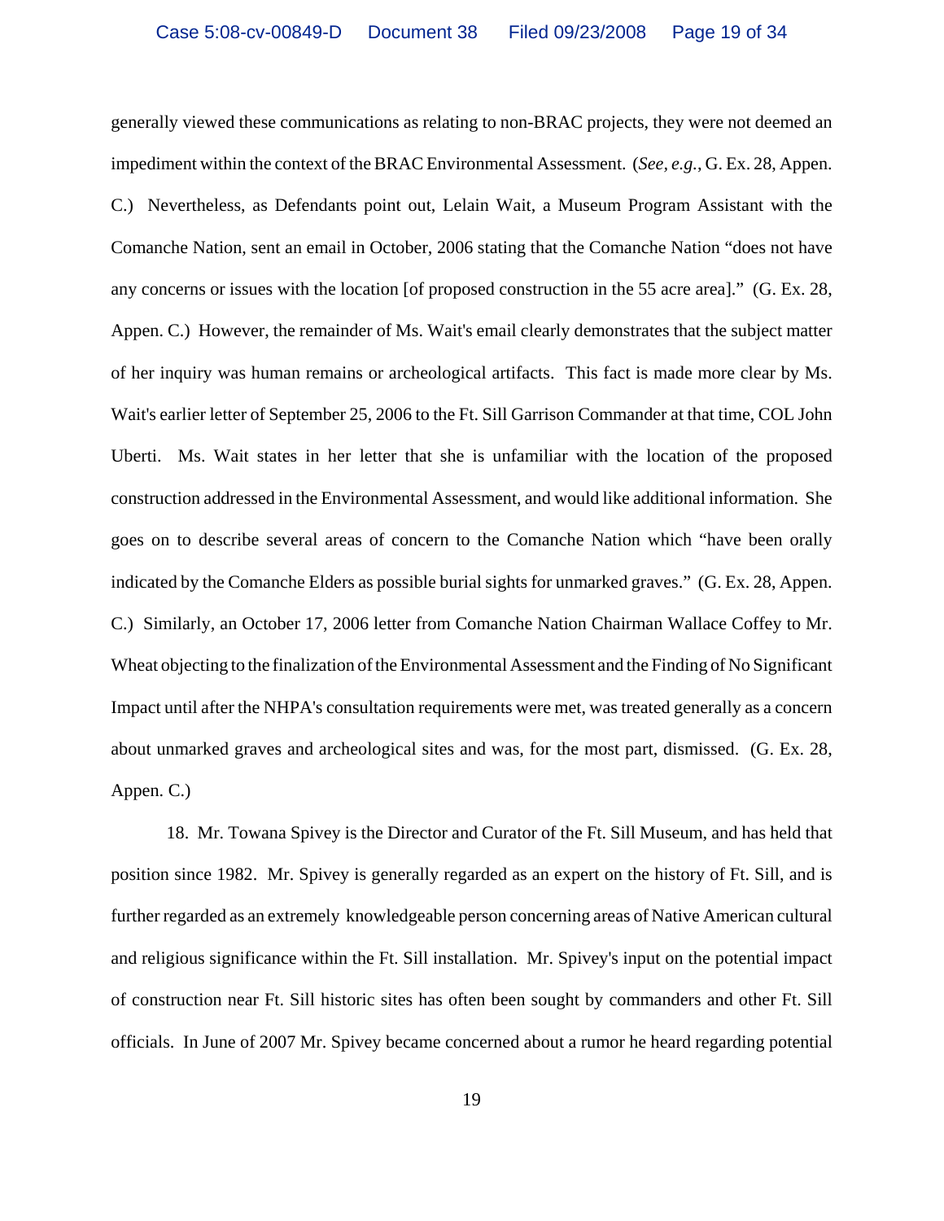generally viewed these communications as relating to non-BRAC projects, they were not deemed an impediment within the context of the BRAC Environmental Assessment. (*See, e.g.*, G. Ex. 28, Appen. C.) Nevertheless, as Defendants point out, Lelain Wait, a Museum Program Assistant with the Comanche Nation, sent an email in October, 2006 stating that the Comanche Nation "does not have any concerns or issues with the location [of proposed construction in the 55 acre area]." (G. Ex. 28, Appen. C.) However, the remainder of Ms. Wait's email clearly demonstrates that the subject matter of her inquiry was human remains or archeological artifacts. This fact is made more clear by Ms. Wait's earlier letter of September 25, 2006 to the Ft. Sill Garrison Commander at that time, COL John Uberti. Ms. Wait states in her letter that she is unfamiliar with the location of the proposed construction addressed in the Environmental Assessment, and would like additional information. She goes on to describe several areas of concern to the Comanche Nation which "have been orally indicated by the Comanche Elders as possible burial sights for unmarked graves." (G. Ex. 28, Appen. C.) Similarly, an October 17, 2006 letter from Comanche Nation Chairman Wallace Coffey to Mr. Wheat objecting to the finalization of the Environmental Assessment and the Finding of No Significant Impact until after the NHPA's consultation requirements were met, was treated generally as a concern about unmarked graves and archeological sites and was, for the most part, dismissed. (G. Ex. 28, Appen. C.)

18. Mr. Towana Spivey is the Director and Curator of the Ft. Sill Museum, and has held that position since 1982. Mr. Spivey is generally regarded as an expert on the history of Ft. Sill, and is further regarded as an extremely knowledgeable person concerning areas of Native American cultural and religious significance within the Ft. Sill installation. Mr. Spivey's input on the potential impact of construction near Ft. Sill historic sites has often been sought by commanders and other Ft. Sill officials. In June of 2007 Mr. Spivey became concerned about a rumor he heard regarding potential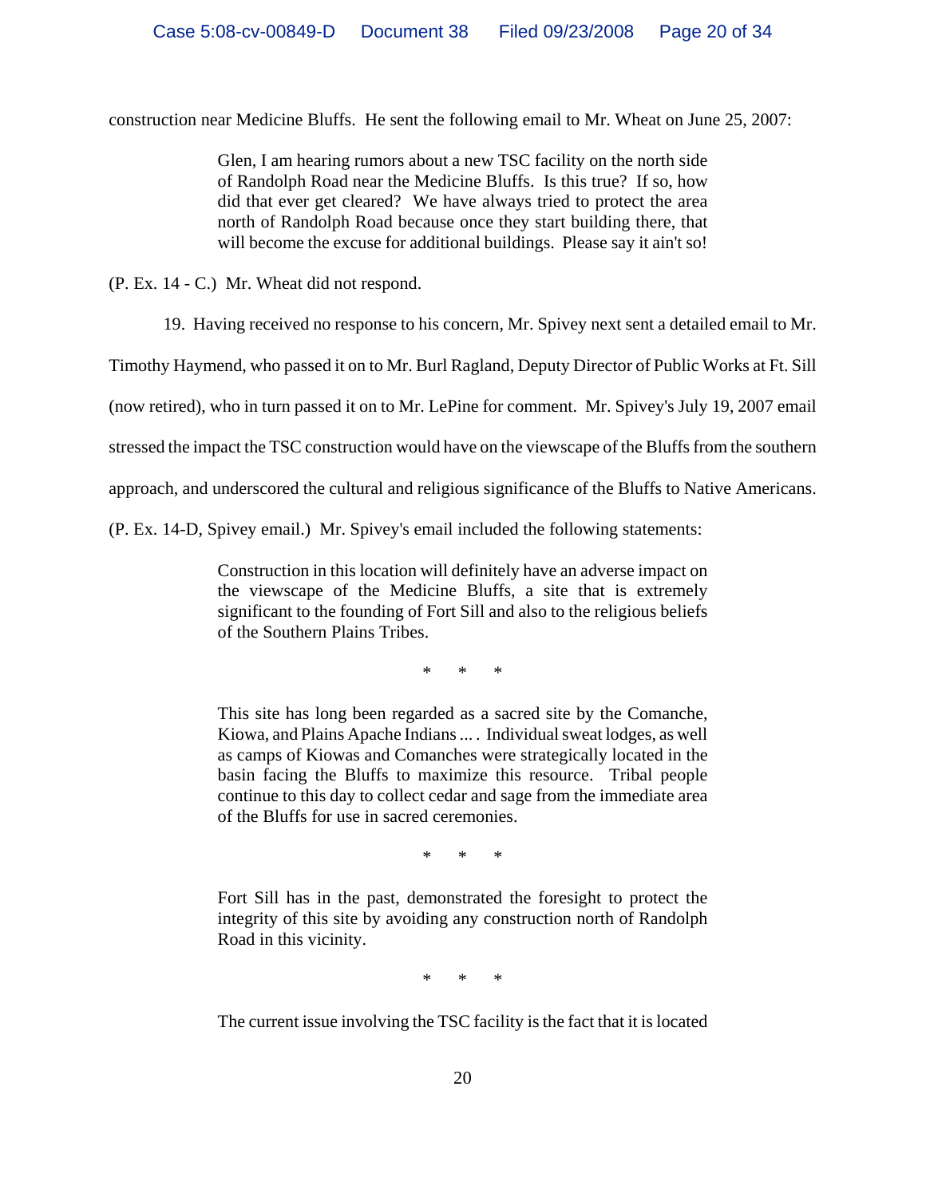construction near Medicine Bluffs. He sent the following email to Mr. Wheat on June 25, 2007:

> Glen, I am hearing rumors about a new TSC facility on the north side of Randolph Road near the Medicine Bluffs. Is this true? If so, how did that ever get cleared? We have always tried to protect the area north of Randolph Road because once they start building there, that will become the excuse for additional buildings. Please say it ain't so!

(P. Ex. 14 - C.) Mr. Wheat did not respond.

19. Having received no response to his concern, Mr. Spivey next sent a detailed email to Mr. Timothy Haymend, who passed it on to Mr. Burl Ragland, Deputy Director of Public Works at Ft. Sill (now retired), who in turn passed it on to Mr. LePine for comment. Mr. Spivey's July 19, 2007 email stressed the impact the TSC construction would have on the viewscape of the Bluffs from the southern approach, and underscored the cultural and religious significance of the Bluffs to Native Americans. (P. Ex. 14-D, Spivey email.) Mr. Spivey's email included the following statements:

> Construction in this location will definitely have an adverse impact on the viewscape of the Medicine Bluffs, a site that is extremely significant to the founding of Fort Sill and also to the religious beliefs of the Southern Plains Tribes.
>
> \* \* \*
>
> This site has long been regarded as a sacred site by the Comanche, Kiowa, and Plains Apache Indians ... . Individual sweat lodges, as well as camps of Kiowas and Comanches were strategically located in the basin facing the Bluffs to maximize this resource. Tribal people continue to this day to collect cedar and sage from the immediate area of the Bluffs for use in sacred ceremonies.
>
> \* \* \*
>
> Fort Sill has in the past, demonstrated the foresight to protect the integrity of this site by avoiding any construction north of Randolph Road in this vicinity.
>
> \* \* \*
>
> The current issue involving the TSC facility is the fact that it is located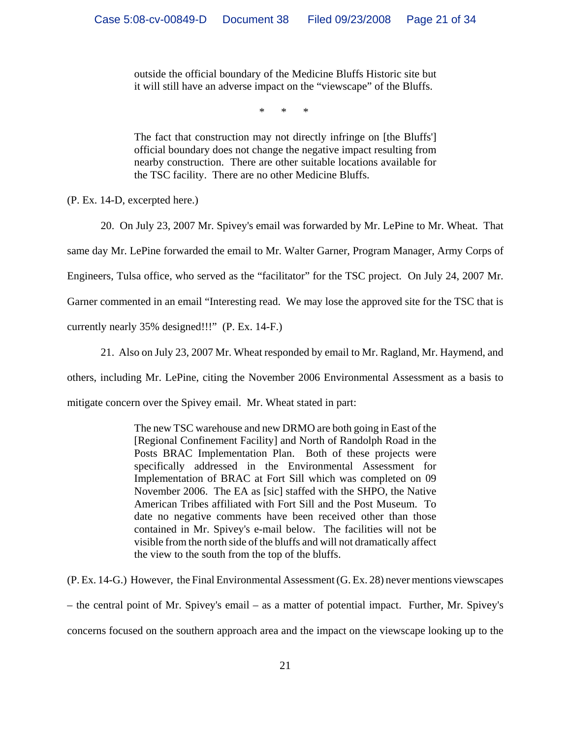> outside the official boundary of the Medicine Bluffs Historic site but it will still have an adverse impact on the "viewscape" of the Bluffs.
>
> \* \* \*
>
> The fact that construction may not directly infringe on [the Bluffs'] official boundary does not change the negative impact resulting from nearby construction. There are other suitable locations available for the TSC facility. There are no other Medicine Bluffs.

(P. Ex. 14-D, excerpted here.)

20. On July 23, 2007 Mr. Spivey's email was forwarded by Mr. LePine to Mr. Wheat. That same day Mr. LePine forwarded the email to Mr. Walter Garner, Program Manager, Army Corps of Engineers, Tulsa office, who served as the "facilitator" for the TSC project. On July 24, 2007 Mr. Garner commented in an email "Interesting read. We may lose the approved site for the TSC that is currently nearly 35% designed!!!" (P. Ex. 14-F.)

21. Also on July 23, 2007 Mr. Wheat responded by email to Mr. Ragland, Mr. Haymend, and others, including Mr. LePine, citing the November 2006 Environmental Assessment as a basis to mitigate concern over the Spivey email. Mr. Wheat stated in part:

> The new TSC warehouse and new DRMO are both going in East of the [Regional Confinement Facility] and North of Randolph Road in the Posts BRAC Implementation Plan. Both of these projects were specifically addressed in the Environmental Assessment for Implementation of BRAC at Fort Sill which was completed on 09 November 2006. The EA as [sic] staffed with the SHPO, the Native American Tribes affiliated with Fort Sill and the Post Museum. To date no negative comments have been received other than those contained in Mr. Spivey's e-mail below. The facilities will not be visible from the north side of the bluffs and will not dramatically affect the view to the south from the top of the bluffs.

(P. Ex. 14-G.) However, the Final Environmental Assessment (G. Ex. 28) never mentions viewscapes – the central point of Mr. Spivey's email – as a matter of potential impact. Further, Mr. Spivey's concerns focused on the southern approach area and the impact on the viewscape looking up to the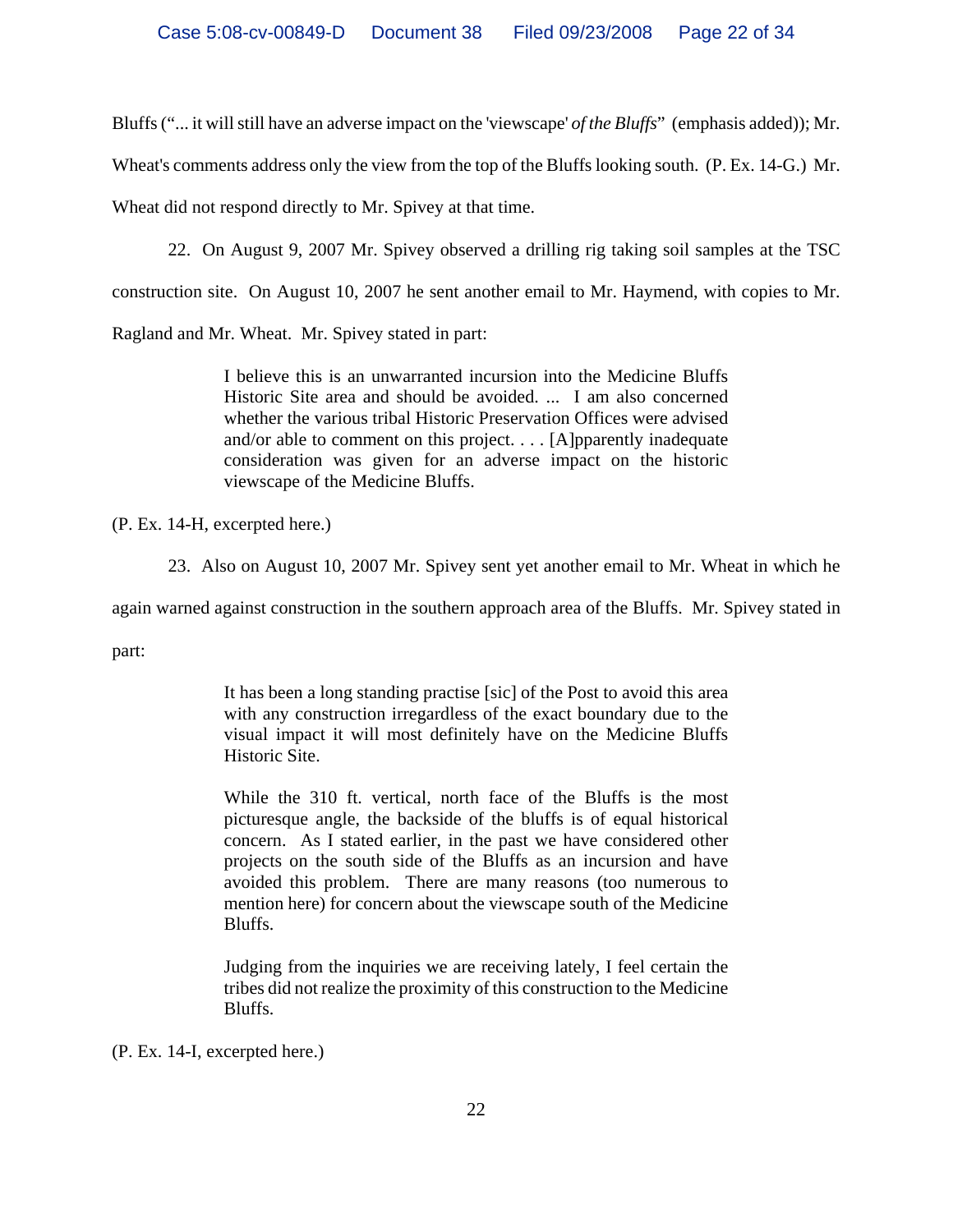Bluffs ("... it will still have an adverse impact on the 'viewscape' *of the Bluffs*" (emphasis added)); Mr. Wheat's comments address only the view from the top of the Bluffs looking south. (P. Ex. 14-G.) Mr. Wheat did not respond directly to Mr. Spivey at that time.

22. On August 9, 2007 Mr. Spivey observed a drilling rig taking soil samples at the TSC construction site. On August 10, 2007 he sent another email to Mr. Haymend, with copies to Mr. Ragland and Mr. Wheat. Mr. Spivey stated in part:

> I believe this is an unwarranted incursion into the Medicine Bluffs Historic Site area and should be avoided. ... I am also concerned whether the various tribal Historic Preservation Offices were advised and/or able to comment on this project. . . . [A]pparently inadequate consideration was given for an adverse impact on the historic viewscape of the Medicine Bluffs.

(P. Ex. 14-H, excerpted here.)

23. Also on August 10, 2007 Mr. Spivey sent yet another email to Mr. Wheat in which he again warned against construction in the southern approach area of the Bluffs. Mr. Spivey stated in part:

> It has been a long standing practise [sic] of the Post to avoid this area with any construction irregardless of the exact boundary due to the visual impact it will most definitely have on the Medicine Bluffs Historic Site.
>
> While the 310 ft. vertical, north face of the Bluffs is the most picturesque angle, the backside of the bluffs is of equal historical concern. As I stated earlier, in the past we have considered other projects on the south side of the Bluffs as an incursion and have avoided this problem. There are many reasons (too numerous to mention here) for concern about the viewscape south of the Medicine Bluffs.
>
> Judging from the inquiries we are receiving lately, I feel certain the tribes did not realize the proximity of this construction to the Medicine Bluffs.

(P. Ex. 14-I, excerpted here.)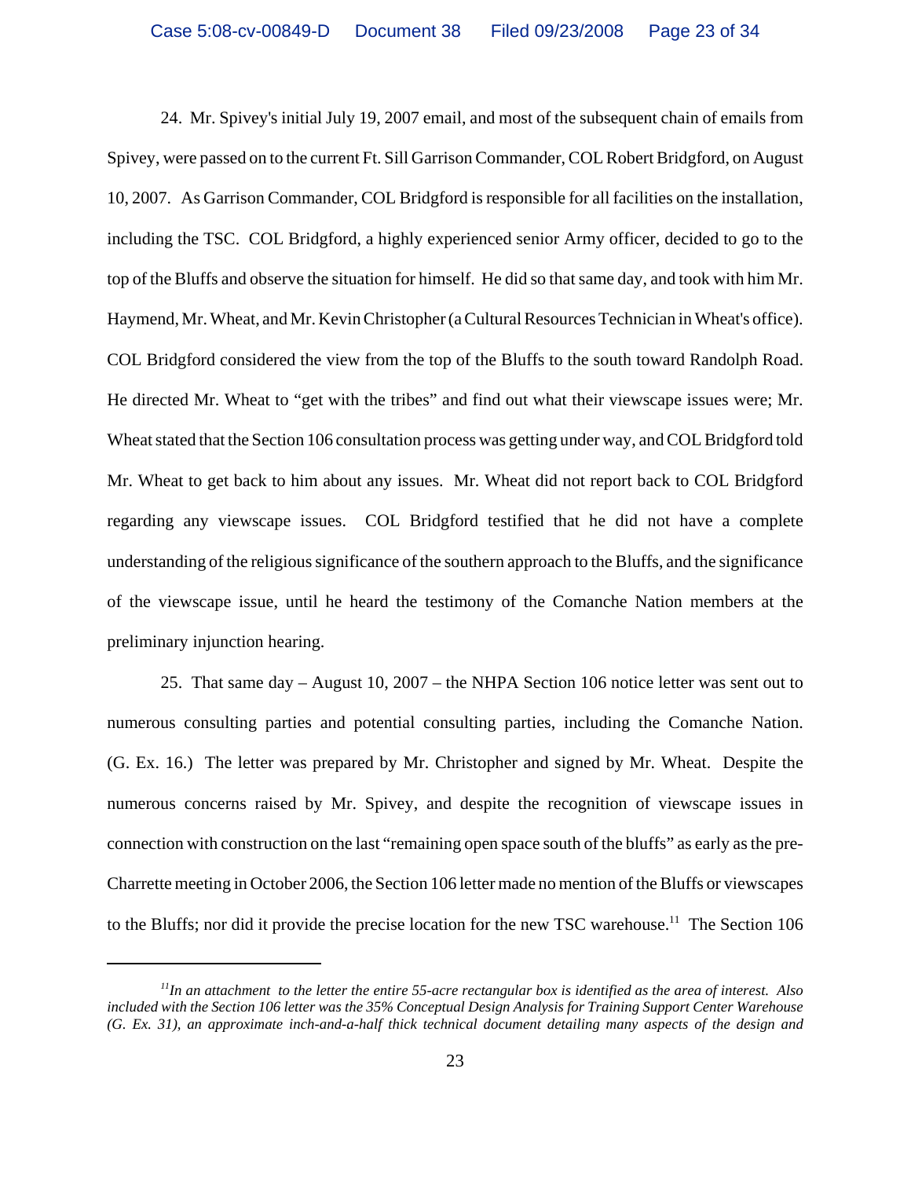24. Mr. Spivey's initial July 19, 2007 email, and most of the subsequent chain of emails from Spivey, were passed on to the current Ft. Sill Garrison Commander, COL Robert Bridgford, on August 10, 2007. As Garrison Commander, COL Bridgford is responsible for all facilities on the installation, including the TSC. COL Bridgford, a highly experienced senior Army officer, decided to go to the top of the Bluffs and observe the situation for himself. He did so that same day, and took with him Mr. Haymend, Mr. Wheat, and Mr. Kevin Christopher (a Cultural Resources Technician in Wheat's office). COL Bridgford considered the view from the top of the Bluffs to the south toward Randolph Road. He directed Mr. Wheat to "get with the tribes" and find out what their viewscape issues were; Mr. Wheat stated that the Section 106 consultation process was getting under way, and COL Bridgford told Mr. Wheat to get back to him about any issues. Mr. Wheat did not report back to COL Bridgford regarding any viewscape issues. COL Bridgford testified that he did not have a complete understanding of the religious significance of the southern approach to the Bluffs, and the significance of the viewscape issue, until he heard the testimony of the Comanche Nation members at the preliminary injunction hearing.

25. That same day – August 10, 2007 – the NHPA Section 106 notice letter was sent out to numerous consulting parties and potential consulting parties, including the Comanche Nation. (G. Ex. 16.) The letter was prepared by Mr. Christopher and signed by Mr. Wheat. Despite the numerous concerns raised by Mr. Spivey, and despite the recognition of viewscape issues in connection with construction on the last "remaining open space south of the bluffs" as early as the pre-Charrette meeting in October 2006, the Section 106 letter made no mention of the Bluffs or viewscapes to the Bluffs; nor did it provide the precise location for the new TSC warehouse.[11] The Section 106

[11] *In an attachment to the letter the entire 55-acre rectangular box is identified as the area of interest. Also included with the Section 106 letter was the 35% Conceptual Design Analysis for Training Support Center Warehouse (G. Ex. 31), an approximate inch-and-a-half thick technical document detailing many aspects of the design and*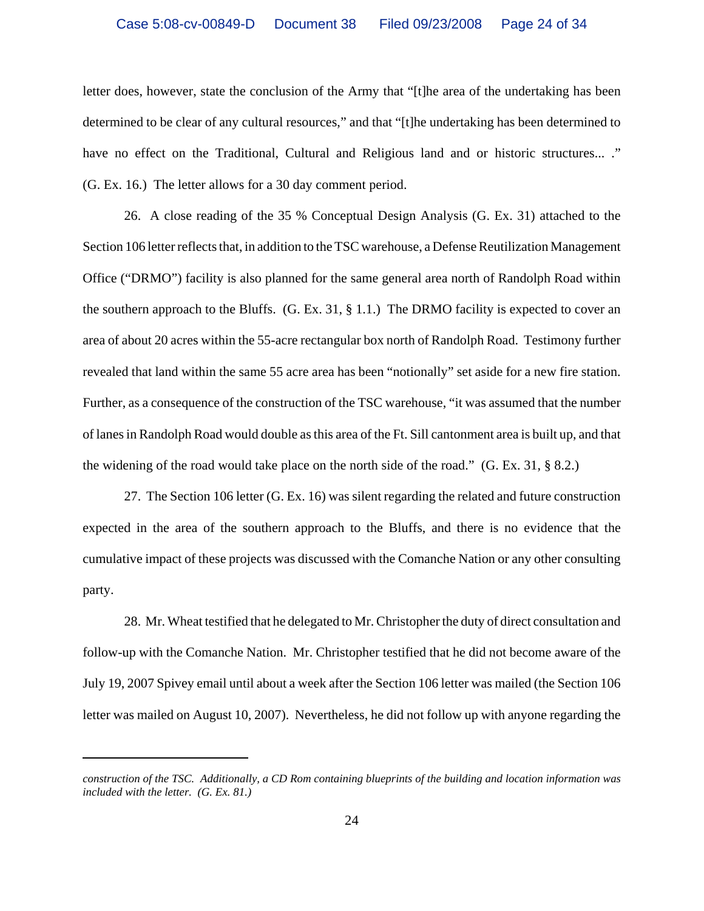letter does, however, state the conclusion of the Army that "[t]he area of the undertaking has been determined to be clear of any cultural resources," and that "[t]he undertaking has been determined to have no effect on the Traditional, Cultural and Religious land and or historic structures... ." (G. Ex. 16.) The letter allows for a 30 day comment period.

26. A close reading of the 35 % Conceptual Design Analysis (G. Ex. 31) attached to the Section 106 letter reflects that, in addition to the TSC warehouse, a Defense Reutilization Management Office ("DRMO") facility is also planned for the same general area north of Randolph Road within the southern approach to the Bluffs. (G. Ex. 31, § 1.1.) The DRMO facility is expected to cover an area of about 20 acres within the 55-acre rectangular box north of Randolph Road. Testimony further revealed that land within the same 55 acre area has been "notionally" set aside for a new fire station. Further, as a consequence of the construction of the TSC warehouse, "it was assumed that the number of lanes in Randolph Road would double as this area of the Ft. Sill cantonment area is built up, and that the widening of the road would take place on the north side of the road." (G. Ex. 31, § 8.2.)

27. The Section 106 letter (G. Ex. 16) was silent regarding the related and future construction expected in the area of the southern approach to the Bluffs, and there is no evidence that the cumulative impact of these projects was discussed with the Comanche Nation or any other consulting party.

28. Mr. Wheat testified that he delegated to Mr. Christopher the duty of direct consultation and follow-up with the Comanche Nation. Mr. Christopher testified that he did not become aware of the July 19, 2007 Spivey email until about a week after the Section 106 letter was mailed (the Section 106 letter was mailed on August 10, 2007). Nevertheless, he did not follow up with anyone regarding the

---

*construction of the TSC. Additionally, a CD Rom containing blueprints of the building and location information was included with the letter. (G. Ex. 81.)*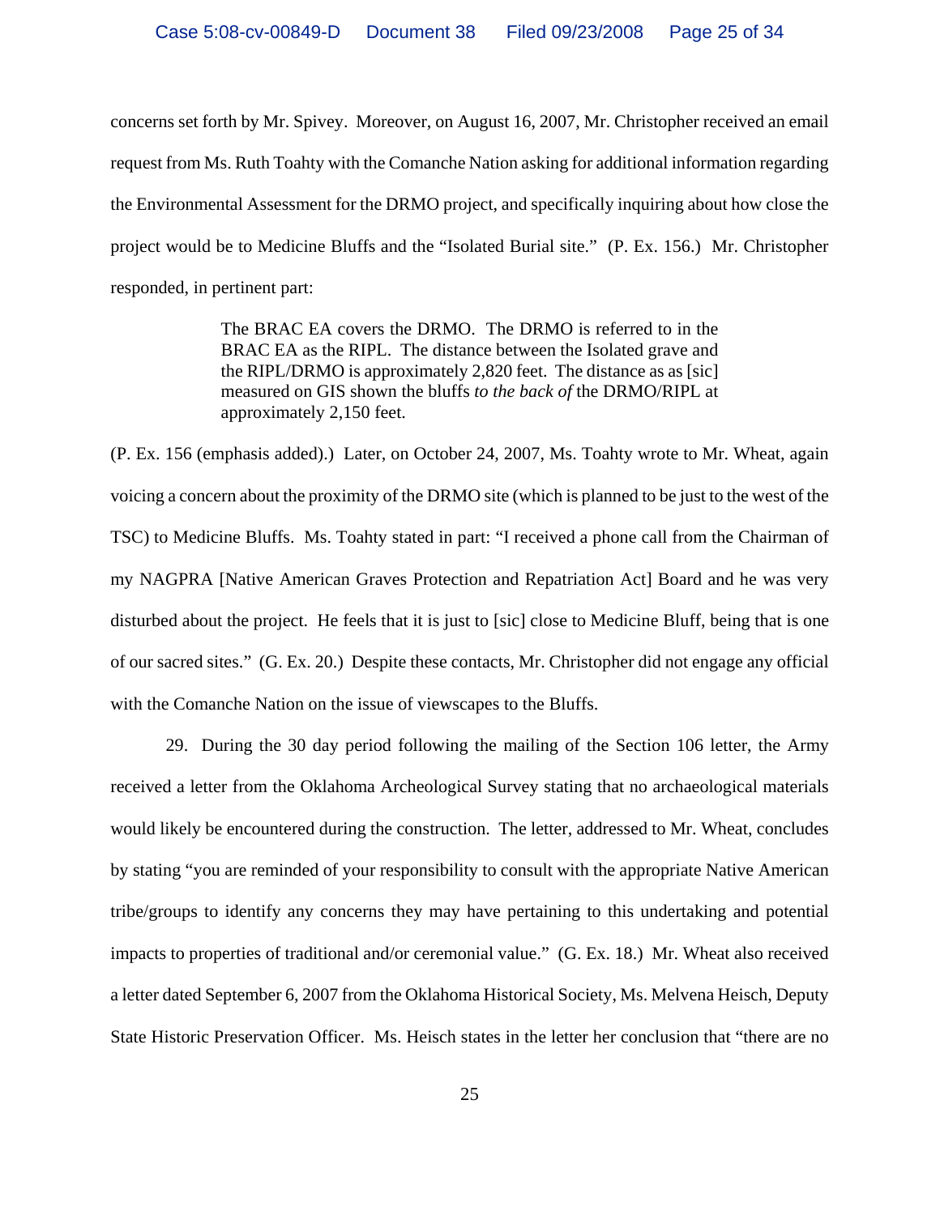concerns set forth by Mr. Spivey. Moreover, on August 16, 2007, Mr. Christopher received an email request from Ms. Ruth Toahty with the Comanche Nation asking for additional information regarding the Environmental Assessment for the DRMO project, and specifically inquiring about how close the project would be to Medicine Bluffs and the "Isolated Burial site." (P. Ex. 156.) Mr. Christopher responded, in pertinent part:

> The BRAC EA covers the DRMO. The DRMO is referred to in the BRAC EA as the RIPL. The distance between the Isolated grave and the RIPL/DRMO is approximately 2,820 feet. The distance as as [sic] measured on GIS shown the bluffs *to the back of* the DRMO/RIPL at approximately 2,150 feet.

(P. Ex. 156 (emphasis added).) Later, on October 24, 2007, Ms. Toahty wrote to Mr. Wheat, again voicing a concern about the proximity of the DRMO site (which is planned to be just to the west of the TSC) to Medicine Bluffs. Ms. Toahty stated in part: "I received a phone call from the Chairman of my NAGPRA [Native American Graves Protection and Repatriation Act] Board and he was very disturbed about the project. He feels that it is just to [sic] close to Medicine Bluff, being that is one of our sacred sites." (G. Ex. 20.) Despite these contacts, Mr. Christopher did not engage any official with the Comanche Nation on the issue of viewscapes to the Bluffs.

29. During the 30 day period following the mailing of the Section 106 letter, the Army received a letter from the Oklahoma Archeological Survey stating that no archaeological materials would likely be encountered during the construction. The letter, addressed to Mr. Wheat, concludes by stating "you are reminded of your responsibility to consult with the appropriate Native American tribe/groups to identify any concerns they may have pertaining to this undertaking and potential impacts to properties of traditional and/or ceremonial value." (G. Ex. 18.) Mr. Wheat also received a letter dated September 6, 2007 from the Oklahoma Historical Society, Ms. Melvena Heisch, Deputy State Historic Preservation Officer. Ms. Heisch states in the letter her conclusion that "there are no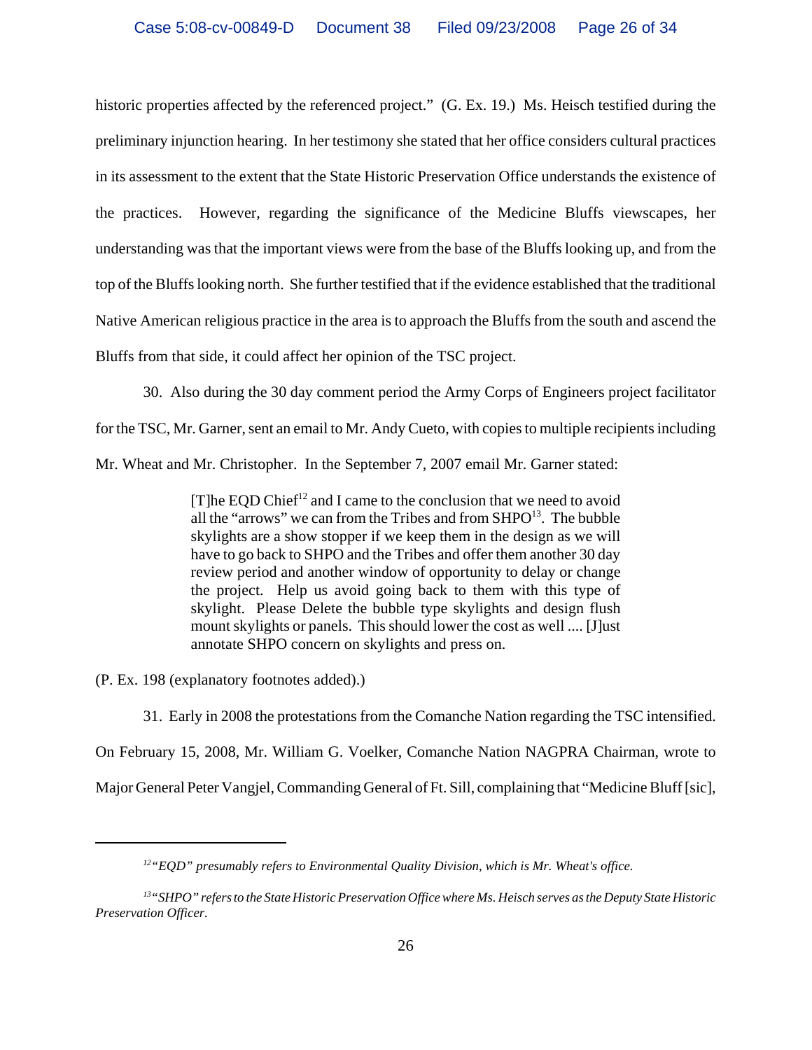historic properties affected by the referenced project." (G. Ex. 19.) Ms. Heisch testified during the preliminary injunction hearing. In her testimony she stated that her office considers cultural practices in its assessment to the extent that the State Historic Preservation Office understands the existence of the practices. However, regarding the significance of the Medicine Bluffs viewscapes, her understanding was that the important views were from the base of the Bluffs looking up, and from the top of the Bluffs looking north. She further testified that if the evidence established that the traditional Native American religious practice in the area is to approach the Bluffs from the south and ascend the Bluffs from that side, it could affect her opinion of the TSC project.

30. Also during the 30 day comment period the Army Corps of Engineers project facilitator for the TSC, Mr. Garner, sent an email to Mr. Andy Cueto, with copies to multiple recipients including Mr. Wheat and Mr. Christopher. In the September 7, 2007 email Mr. Garner stated:

> [T]he EQD Chief[12] and I came to the conclusion that we need to avoid all the "arrows" we can from the Tribes and from SHPO[13]. The bubble skylights are a show stopper if we keep them in the design as we will have to go back to SHPO and the Tribes and offer them another 30 day review period and another window of opportunity to delay or change the project. Help us avoid going back to them with this type of skylight. Please Delete the bubble type skylights and design flush mount skylights or panels. This should lower the cost as well .... [J]ust annotate SHPO concern on skylights and press on.

(P. Ex. 198 (explanatory footnotes added).)

31. Early in 2008 the protestations from the Comanche Nation regarding the TSC intensified. On February 15, 2008, Mr. William G. Voelker, Comanche Nation NAGPRA Chairman, wrote to Major General Peter Vangjel, Commanding General of Ft. Sill, complaining that "Medicine Bluff [sic],

---

[12] *"EQD" presumably refers to Environmental Quality Division, which is Mr. Wheat's office.*

[13] *"SHPO" refers to the State Historic Preservation Office where Ms. Heisch serves as the Deputy State Historic Preservation Officer.*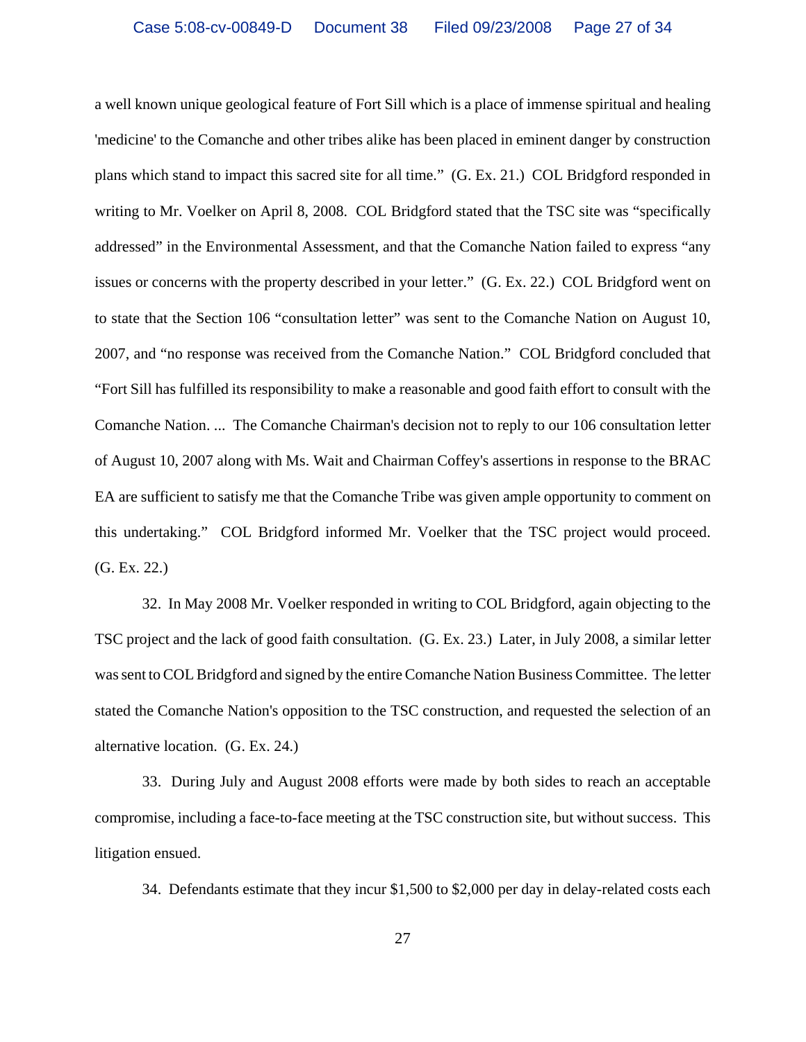a well known unique geological feature of Fort Sill which is a place of immense spiritual and healing 'medicine' to the Comanche and other tribes alike has been placed in eminent danger by construction plans which stand to impact this sacred site for all time." (G. Ex. 21.) COL Bridgford responded in writing to Mr. Voelker on April 8, 2008. COL Bridgford stated that the TSC site was "specifically addressed" in the Environmental Assessment, and that the Comanche Nation failed to express "any issues or concerns with the property described in your letter." (G. Ex. 22.) COL Bridgford went on to state that the Section 106 "consultation letter" was sent to the Comanche Nation on August 10, 2007, and "no response was received from the Comanche Nation." COL Bridgford concluded that "Fort Sill has fulfilled its responsibility to make a reasonable and good faith effort to consult with the Comanche Nation. ... The Comanche Chairman's decision not to reply to our 106 consultation letter of August 10, 2007 along with Ms. Wait and Chairman Coffey's assertions in response to the BRAC EA are sufficient to satisfy me that the Comanche Tribe was given ample opportunity to comment on this undertaking." COL Bridgford informed Mr. Voelker that the TSC project would proceed. (G. Ex. 22.)

32. In May 2008 Mr. Voelker responded in writing to COL Bridgford, again objecting to the TSC project and the lack of good faith consultation. (G. Ex. 23.) Later, in July 2008, a similar letter was sent to COL Bridgford and signed by the entire Comanche Nation Business Committee. The letter stated the Comanche Nation's opposition to the TSC construction, and requested the selection of an alternative location. (G. Ex. 24.)

33. During July and August 2008 efforts were made by both sides to reach an acceptable compromise, including a face-to-face meeting at the TSC construction site, but without success. This litigation ensued.

34. Defendants estimate that they incur $1,500 to $2,000 per day in delay-related costs each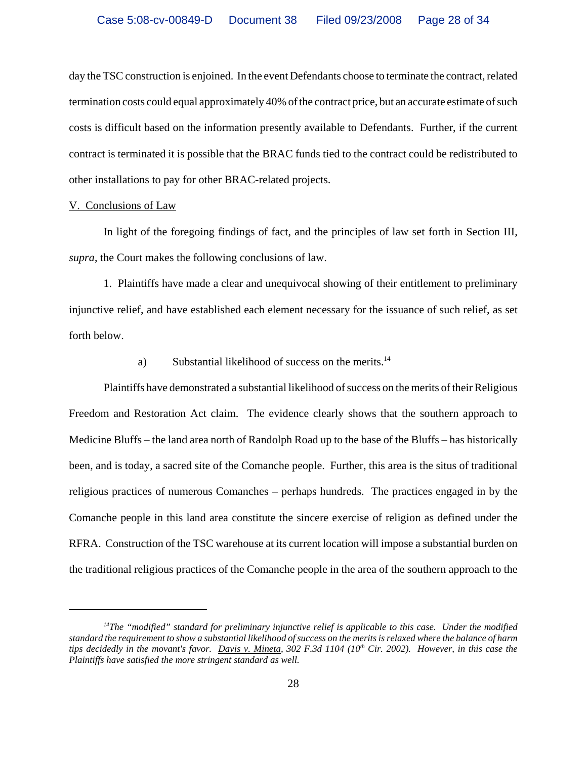day the TSC construction is enjoined. In the event Defendants choose to terminate the contract, related termination costs could equal approximately 40% of the contract price, but an accurate estimate of such costs is difficult based on the information presently available to Defendants. Further, if the current contract is terminated it is possible that the BRAC funds tied to the contract could be redistributed to other installations to pay for other BRAC-related projects.

## V. Conclusions of Law

In light of the foregoing findings of fact, and the principles of law set forth in Section III, *supra*, the Court makes the following conclusions of law.

1. Plaintiffs have made a clear and unequivocal showing of their entitlement to preliminary injunctive relief, and have established each element necessary for the issuance of such relief, as set forth below.

a) Substantial likelihood of success on the merits.[14]

Plaintiffs have demonstrated a substantial likelihood of success on the merits of their Religious Freedom and Restoration Act claim. The evidence clearly shows that the southern approach to Medicine Bluffs – the land area north of Randolph Road up to the base of the Bluffs – has historically been, and is today, a sacred site of the Comanche people. Further, this area is the situs of traditional religious practices of numerous Comanches – perhaps hundreds. The practices engaged in by the Comanche people in this land area constitute the sincere exercise of religion as defined under the RFRA. Construction of the TSC warehouse at its current location will impose a substantial burden on the traditional religious practices of the Comanche people in the area of the southern approach to the

---

[14] *The "modified" standard for preliminary injunctive relief is applicable to this case. Under the modified standard the requirement to show a substantial likelihood of success on the merits is relaxed where the balance of harm tips decidedly in the movant's favor. Davis v. Mineta, 302 F.3d 1104 (10th Cir. 2002). However, in this case the Plaintiffs have satisfied the more stringent standard as well.*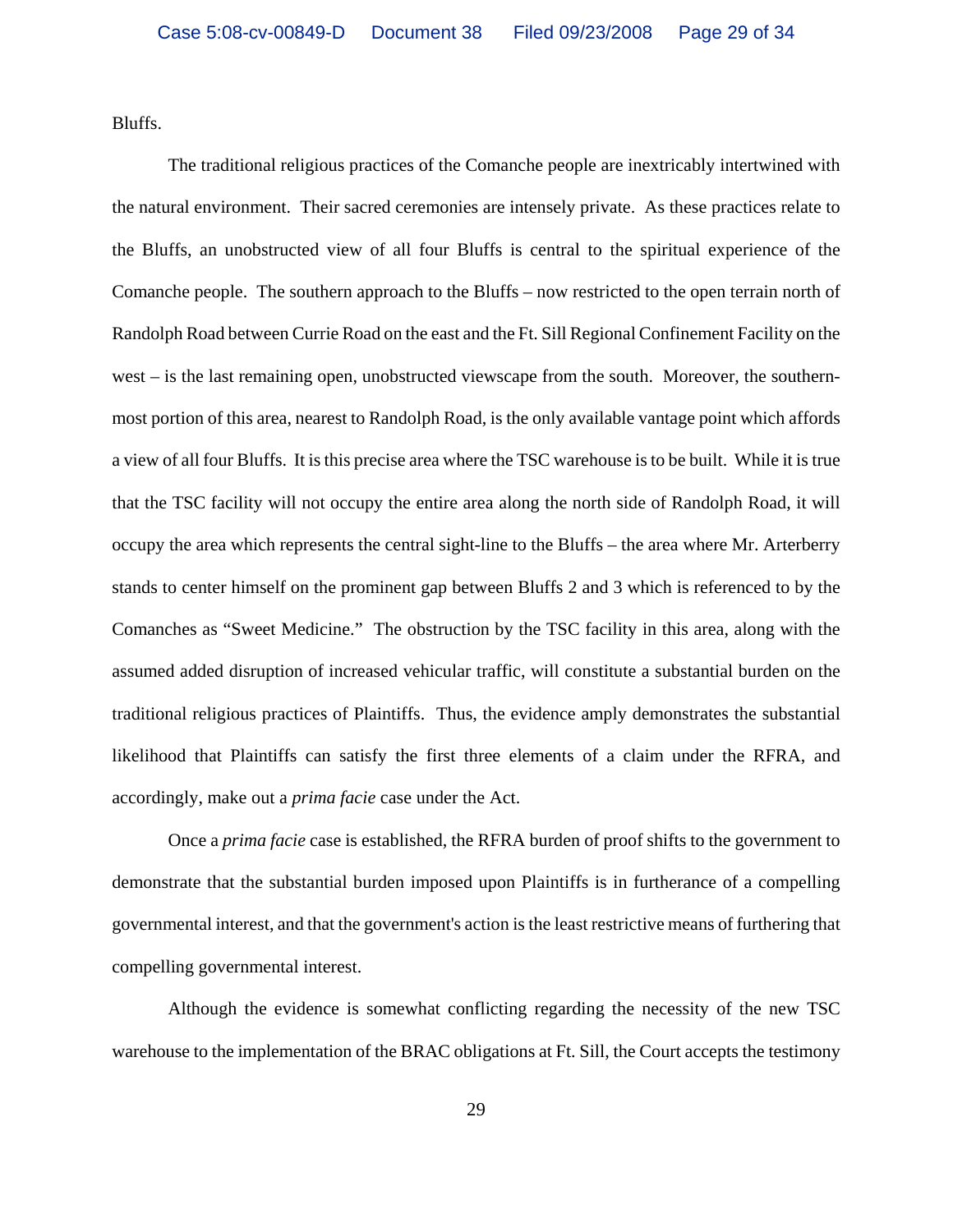Bluffs.

The traditional religious practices of the Comanche people are inextricably intertwined with the natural environment. Their sacred ceremonies are intensely private. As these practices relate to the Bluffs, an unobstructed view of all four Bluffs is central to the spiritual experience of the Comanche people. The southern approach to the Bluffs – now restricted to the open terrain north of Randolph Road between Currie Road on the east and the Ft. Sill Regional Confinement Facility on the west – is the last remaining open, unobstructed viewscape from the south. Moreover, the southern-most portion of this area, nearest to Randolph Road, is the only available vantage point which affords a view of all four Bluffs. It is this precise area where the TSC warehouse is to be built. While it is true that the TSC facility will not occupy the entire area along the north side of Randolph Road, it will occupy the area which represents the central sight-line to the Bluffs – the area where Mr. Arterberry stands to center himself on the prominent gap between Bluffs 2 and 3 which is referenced to by the Comanches as "Sweet Medicine." The obstruction by the TSC facility in this area, along with the assumed added disruption of increased vehicular traffic, will constitute a substantial burden on the traditional religious practices of Plaintiffs. Thus, the evidence amply demonstrates the substantial likelihood that Plaintiffs can satisfy the first three elements of a claim under the RFRA, and accordingly, make out a *prima facie* case under the Act.

Once a *prima facie* case is established, the RFRA burden of proof shifts to the government to demonstrate that the substantial burden imposed upon Plaintiffs is in furtherance of a compelling governmental interest, and that the government's action is the least restrictive means of furthering that compelling governmental interest.

Although the evidence is somewhat conflicting regarding the necessity of the new TSC warehouse to the implementation of the BRAC obligations at Ft. Sill, the Court accepts the testimony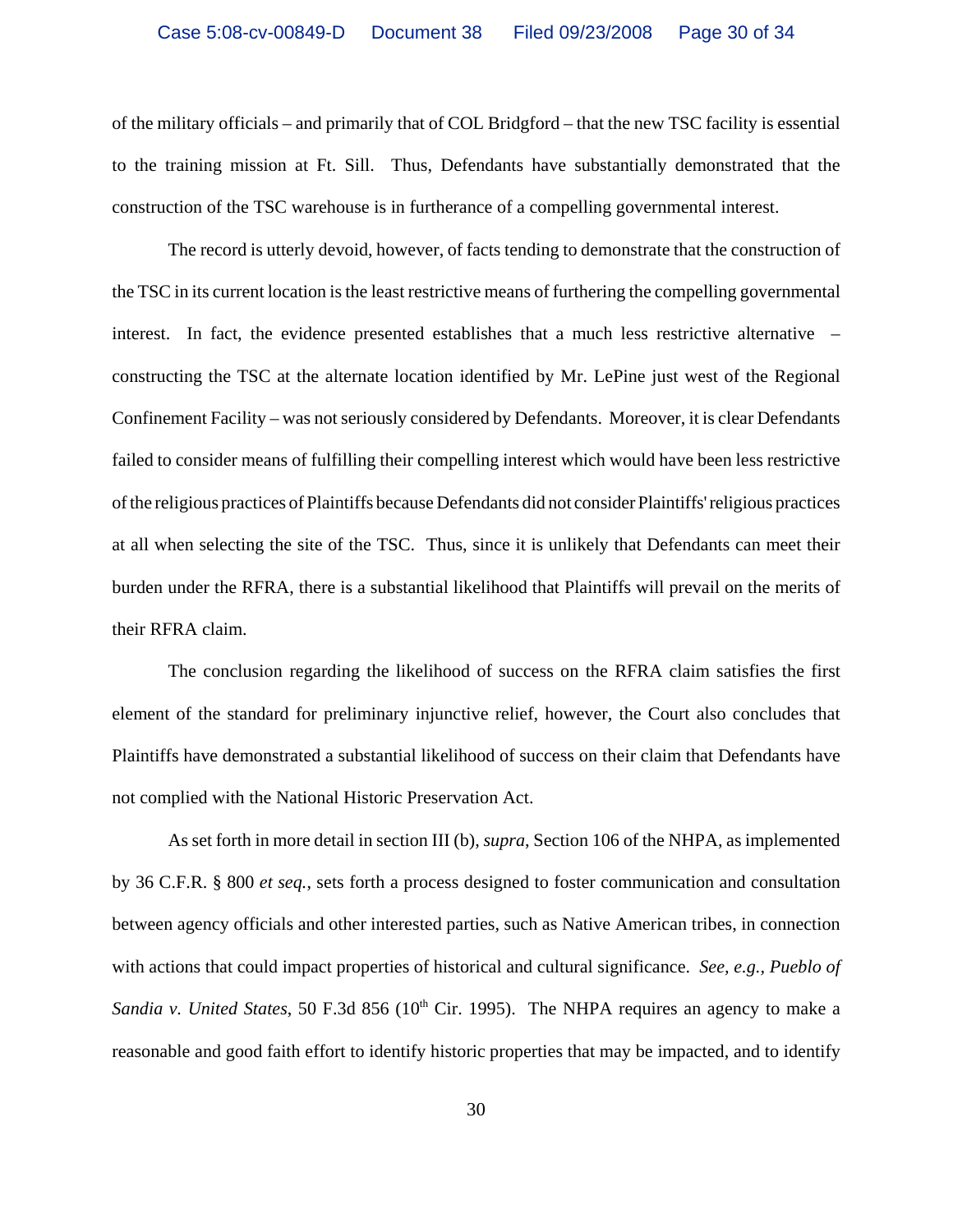of the military officials – and primarily that of COL Bridgford – that the new TSC facility is essential to the training mission at Ft. Sill. Thus, Defendants have substantially demonstrated that the construction of the TSC warehouse is in furtherance of a compelling governmental interest.

The record is utterly devoid, however, of facts tending to demonstrate that the construction of the TSC in its current location is the least restrictive means of furthering the compelling governmental interest. In fact, the evidence presented establishes that a much less restrictive alternative – constructing the TSC at the alternate location identified by Mr. LePine just west of the Regional Confinement Facility – was not seriously considered by Defendants. Moreover, it is clear Defendants failed to consider means of fulfilling their compelling interest which would have been less restrictive of the religious practices of Plaintiffs because Defendants did not consider Plaintiffs' religious practices at all when selecting the site of the TSC. Thus, since it is unlikely that Defendants can meet their burden under the RFRA, there is a substantial likelihood that Plaintiffs will prevail on the merits of their RFRA claim.

The conclusion regarding the likelihood of success on the RFRA claim satisfies the first element of the standard for preliminary injunctive relief, however, the Court also concludes that Plaintiffs have demonstrated a substantial likelihood of success on their claim that Defendants have not complied with the National Historic Preservation Act.

As set forth in more detail in section III (b), *supra*, Section 106 of the NHPA, as implemented by 36 C.F.R. § 800 *et seq.*, sets forth a process designed to foster communication and consultation between agency officials and other interested parties, such as Native American tribes, in connection with actions that could impact properties of historical and cultural significance. *See, e.g., Pueblo of Sandia v. United States*, 50 F.3d 856 (10th Cir. 1995). The NHPA requires an agency to make a reasonable and good faith effort to identify historic properties that may be impacted, and to identify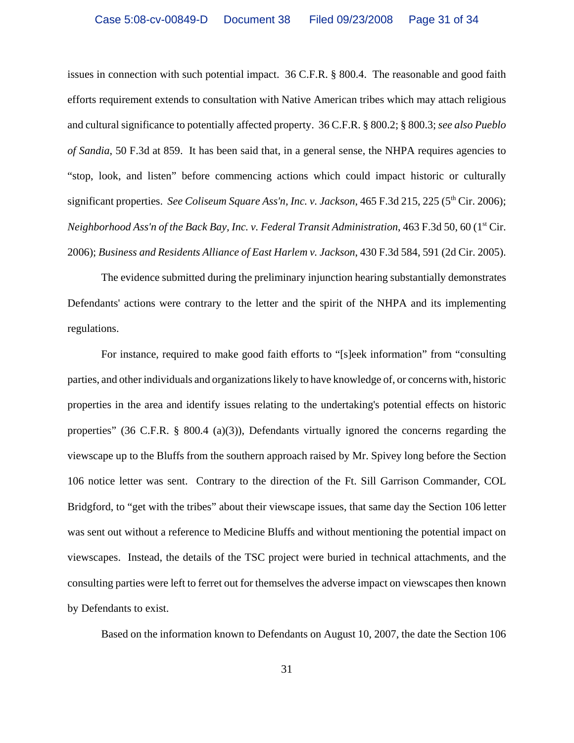issues in connection with such potential impact. 36 C.F.R. § 800.4. The reasonable and good faith efforts requirement extends to consultation with Native American tribes which may attach religious and cultural significance to potentially affected property. 36 C.F.R. § 800.2; § 800.3; *see also Pueblo of Sandia*, 50 F.3d at 859. It has been said that, in a general sense, the NHPA requires agencies to "stop, look, and listen" before commencing actions which could impact historic or culturally significant properties. *See Coliseum Square Ass'n, Inc. v. Jackson*, 465 F.3d 215, 225 (5th Cir. 2006); *Neighborhood Ass'n of the Back Bay, Inc. v. Federal Transit Administration*, 463 F.3d 50, 60 (1st Cir. 2006); *Business and Residents Alliance of East Harlem v. Jackson*, 430 F.3d 584, 591 (2d Cir. 2005).

The evidence submitted during the preliminary injunction hearing substantially demonstrates Defendants' actions were contrary to the letter and the spirit of the NHPA and its implementing regulations.

For instance, required to make good faith efforts to "[s]eek information" from "consulting parties, and other individuals and organizations likely to have knowledge of, or concerns with, historic properties in the area and identify issues relating to the undertaking's potential effects on historic properties" (36 C.F.R. § 800.4 (a)(3)), Defendants virtually ignored the concerns regarding the viewscape up to the Bluffs from the southern approach raised by Mr. Spivey long before the Section 106 notice letter was sent. Contrary to the direction of the Ft. Sill Garrison Commander, COL Bridgford, to "get with the tribes" about their viewscape issues, that same day the Section 106 letter was sent out without a reference to Medicine Bluffs and without mentioning the potential impact on viewscapes. Instead, the details of the TSC project were buried in technical attachments, and the consulting parties were left to ferret out for themselves the adverse impact on viewscapes then known by Defendants to exist.

Based on the information known to Defendants on August 10, 2007, the date the Section 106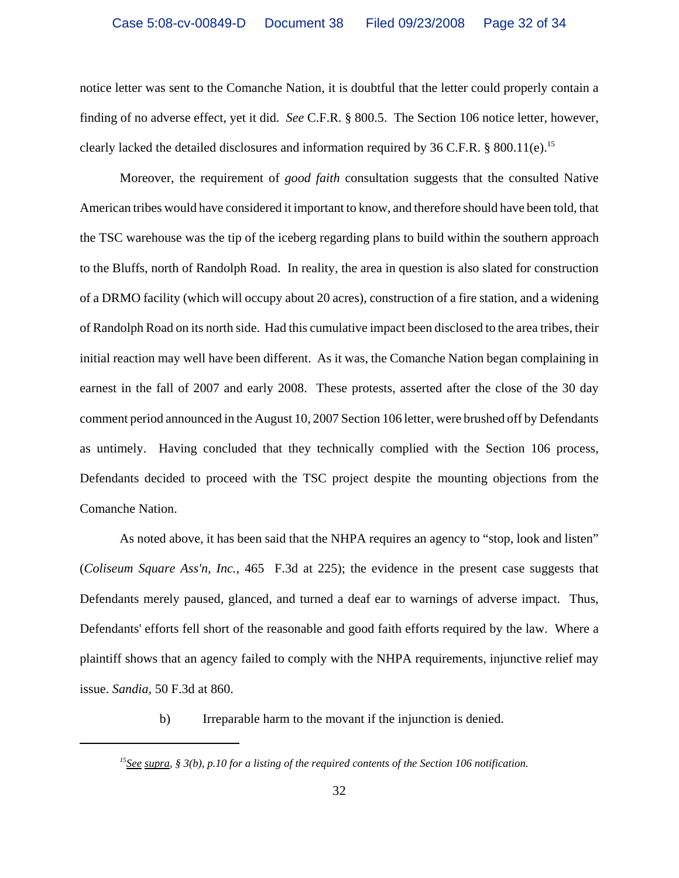notice letter was sent to the Comanche Nation, it is doubtful that the letter could properly contain a finding of no adverse effect, yet it did. *See* C.F.R. § 800.5. The Section 106 notice letter, however, clearly lacked the detailed disclosures and information required by 36 C.F.R. § 800.11(e).[15]

Moreover, the requirement of *good faith* consultation suggests that the consulted Native American tribes would have considered it important to know, and therefore should have been told, that the TSC warehouse was the tip of the iceberg regarding plans to build within the southern approach to the Bluffs, north of Randolph Road. In reality, the area in question is also slated for construction of a DRMO facility (which will occupy about 20 acres), construction of a fire station, and a widening of Randolph Road on its north side. Had this cumulative impact been disclosed to the area tribes, their initial reaction may well have been different. As it was, the Comanche Nation began complaining in earnest in the fall of 2007 and early 2008. These protests, asserted after the close of the 30 day comment period announced in the August 10, 2007 Section 106 letter, were brushed off by Defendants as untimely. Having concluded that they technically complied with the Section 106 process, Defendants decided to proceed with the TSC project despite the mounting objections from the Comanche Nation.

As noted above, it has been said that the NHPA requires an agency to "stop, look and listen" (*Coliseum Square Ass'n, Inc.*, 465 F.3d at 225); the evidence in the present case suggests that Defendants merely paused, glanced, and turned a deaf ear to warnings of adverse impact. Thus, Defendants' efforts fell short of the reasonable and good faith efforts required by the law. Where a plaintiff shows that an agency failed to comply with the NHPA requirements, injunctive relief may issue. *Sandia*, 50 F.3d at 860.

b) Irreparable harm to the movant if the injunction is denied.

---

[15] *See supra, § 3(b), p.10 for a listing of the required contents of the Section 106 notification.*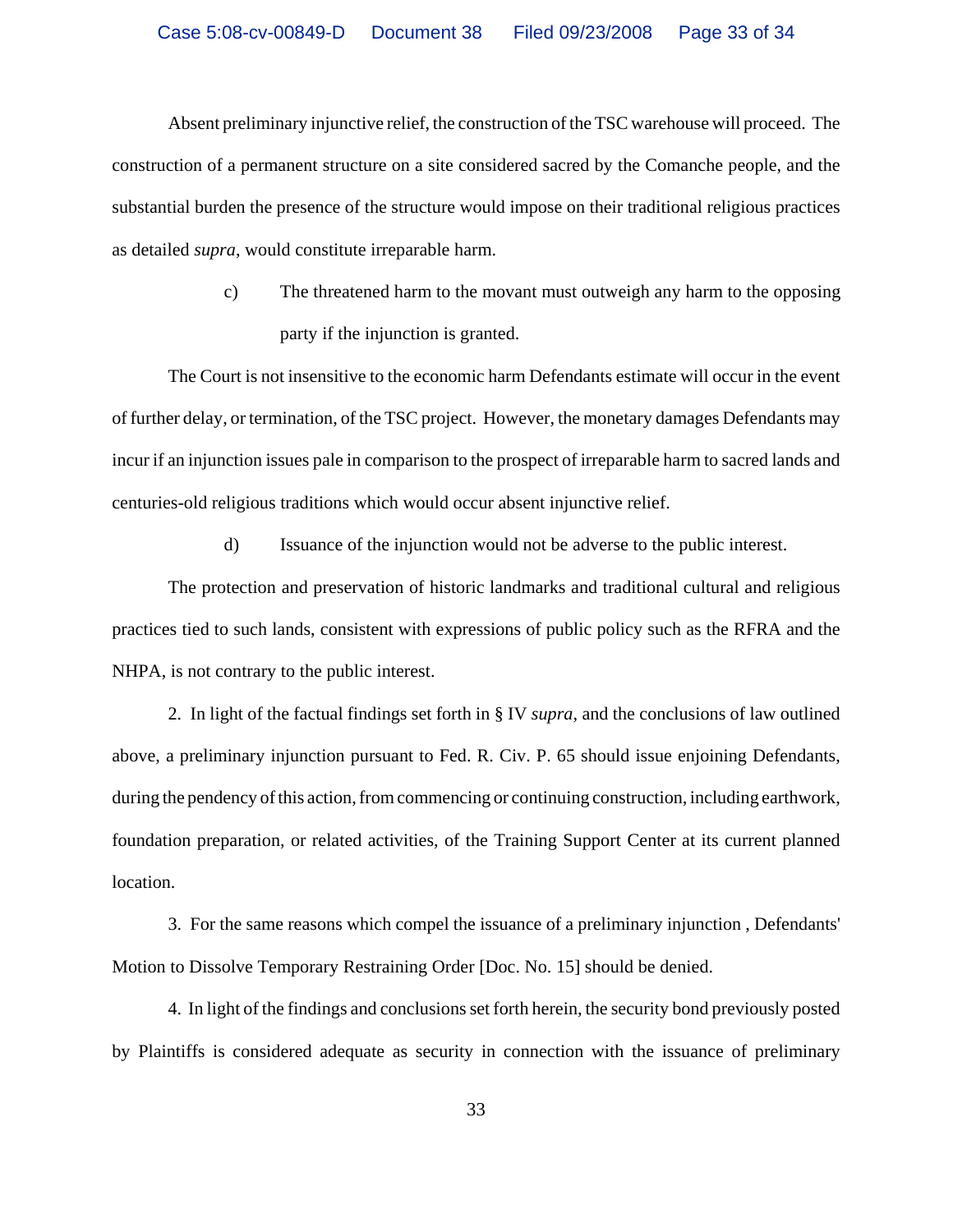Absent preliminary injunctive relief, the construction of the TSC warehouse will proceed. The construction of a permanent structure on a site considered sacred by the Comanche people, and the substantial burden the presence of the structure would impose on their traditional religious practices as detailed *supra*, would constitute irreparable harm.

c) The threatened harm to the movant must outweigh any harm to the opposing party if the injunction is granted.

The Court is not insensitive to the economic harm Defendants estimate will occur in the event of further delay, or termination, of the TSC project. However, the monetary damages Defendants may incur if an injunction issues pale in comparison to the prospect of irreparable harm to sacred lands and centuries-old religious traditions which would occur absent injunctive relief.

d) Issuance of the injunction would not be adverse to the public interest.

The protection and preservation of historic landmarks and traditional cultural and religious practices tied to such lands, consistent with expressions of public policy such as the RFRA and the NHPA, is not contrary to the public interest.

2. In light of the factual findings set forth in § IV *supra*, and the conclusions of law outlined above, a preliminary injunction pursuant to Fed. R. Civ. P. 65 should issue enjoining Defendants, during the pendency of this action, from commencing or continuing construction, including earthwork, foundation preparation, or related activities, of the Training Support Center at its current planned location.

3. For the same reasons which compel the issuance of a preliminary injunction , Defendants' Motion to Dissolve Temporary Restraining Order [Doc. No. 15] should be denied.

4. In light of the findings and conclusions set forth herein, the security bond previously posted by Plaintiffs is considered adequate as security in connection with the issuance of preliminary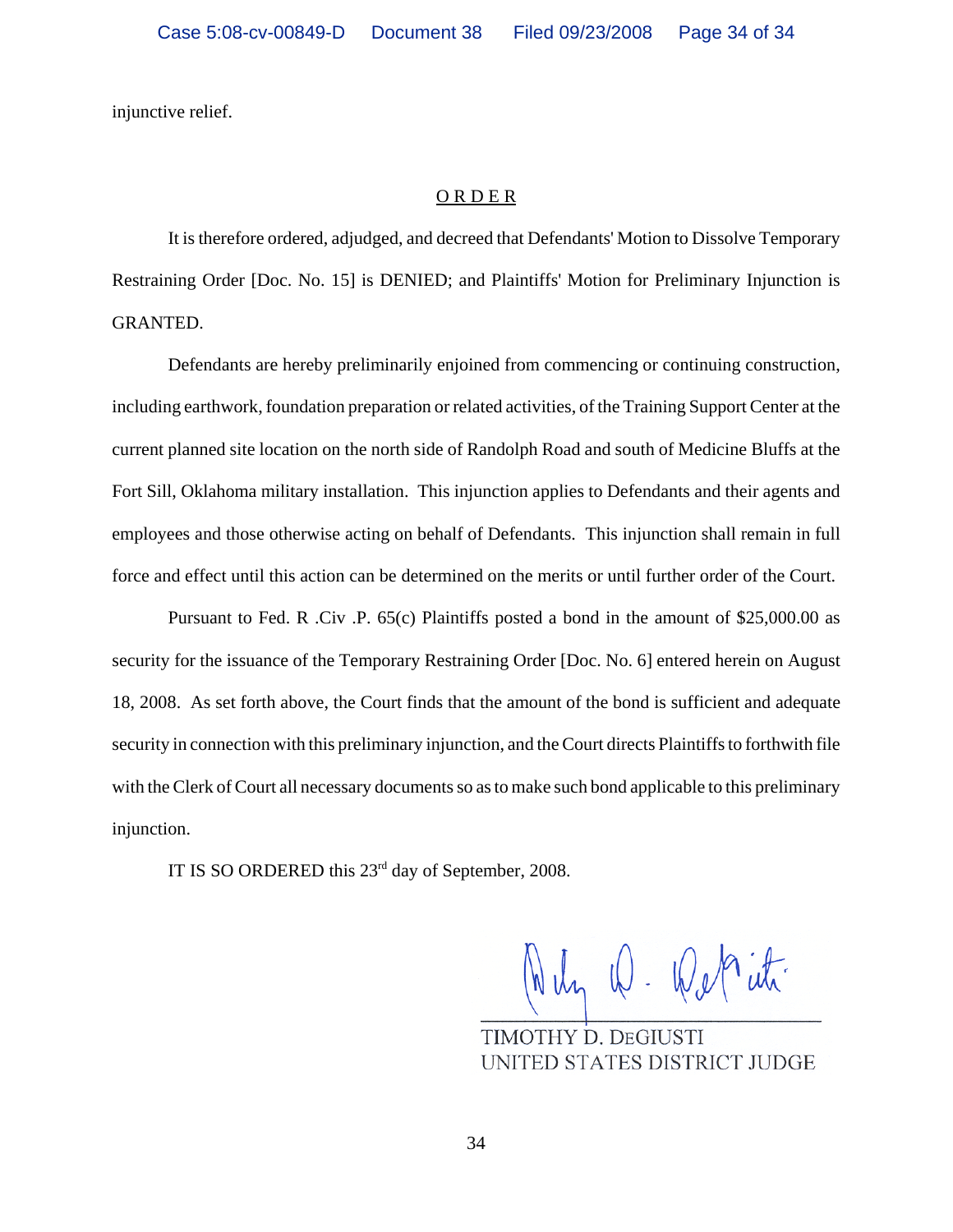injunctive relief.

<u>O R D E R</u>

It is therefore ordered, adjudged, and decreed that Defendants' Motion to Dissolve Temporary Restraining Order [Doc. No. 15] is DENIED; and Plaintiffs' Motion for Preliminary Injunction is GRANTED.

Defendants are hereby preliminarily enjoined from commencing or continuing construction, including earthwork, foundation preparation or related activities, of the Training Support Center at the current planned site location on the north side of Randolph Road and south of Medicine Bluffs at the Fort Sill, Oklahoma military installation. This injunction applies to Defendants and their agents and employees and those otherwise acting on behalf of Defendants. This injunction shall remain in full force and effect until this action can be determined on the merits or until further order of the Court.

Pursuant to Fed. R .Civ .P. 65(c) Plaintiffs posted a bond in the amount of $25,000.00 as security for the issuance of the Temporary Restraining Order [Doc. No. 6] entered herein on August 18, 2008. As set forth above, the Court finds that the amount of the bond is sufficient and adequate security in connection with this preliminary injunction, and the Court directs Plaintiffs to forthwith file with the Clerk of Court all necessary documents so as to make such bond applicable to this preliminary injunction.

IT IS SO ORDERED this 23rd day of September, 2008.

TIMOTHY D. DEGIUSTI
UNITED STATES DISTRICT JUDGE